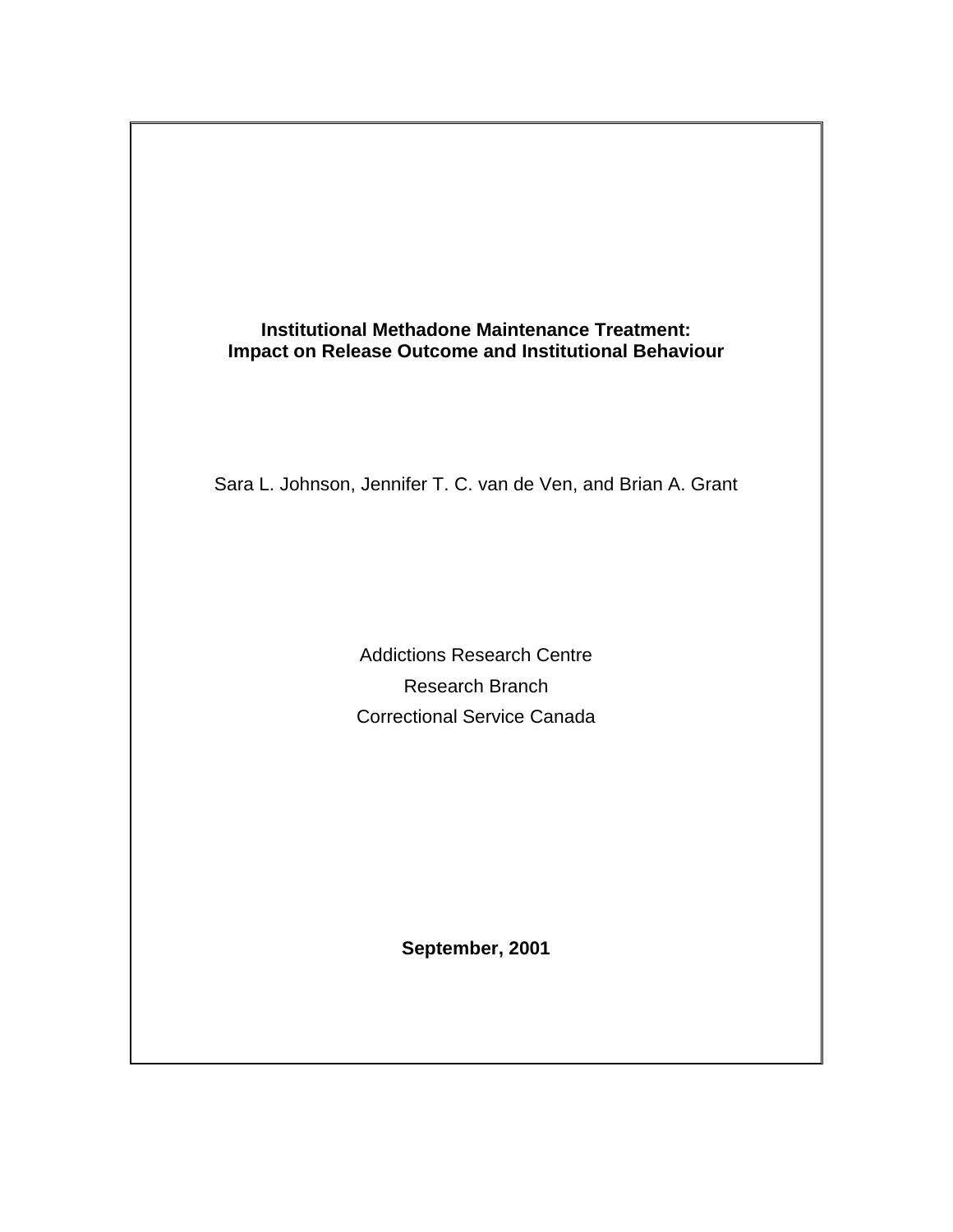# Institutional Methadone Maintenance Treatment: Impact on Release Outcome and Institutional Behaviour

Sara L. Johnson, Jennifer T. C. van de Ven, and Brian A. Grant

Addictions Research Centre

Research Branch

Correctional Service Canada

**September, 2001**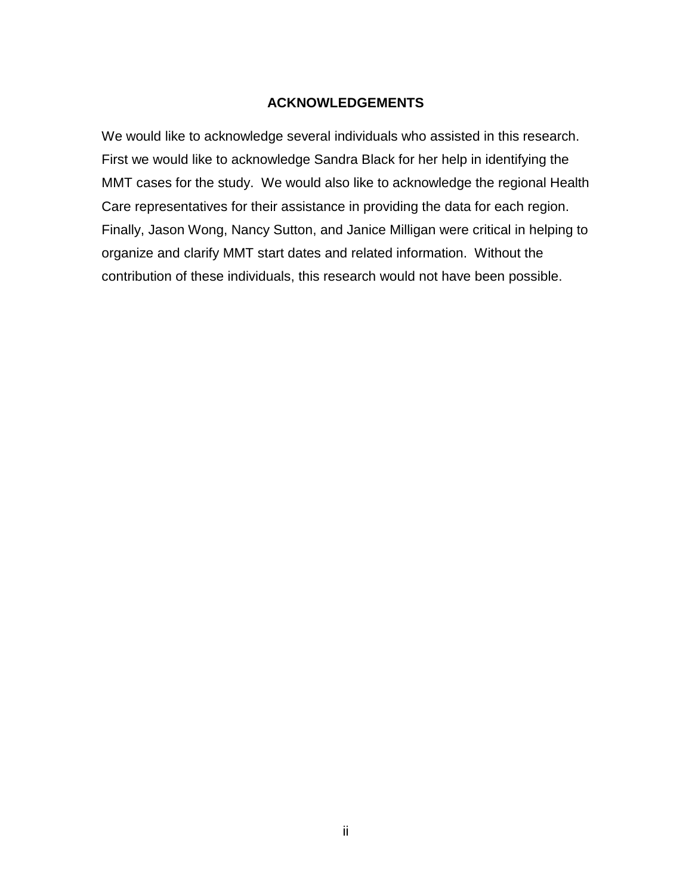## ACKNOWLEDGEMENTS

We would like to acknowledge several individuals who assisted in this research. First we would like to acknowledge Sandra Black for her help in identifying the MMT cases for the study. We would also like to acknowledge the regional Health Care representatives for their assistance in providing the data for each region. Finally, Jason Wong, Nancy Sutton, and Janice Milligan were critical in helping to organize and clarify MMT start dates and related information. Without the contribution of these individuals, this research would not have been possible.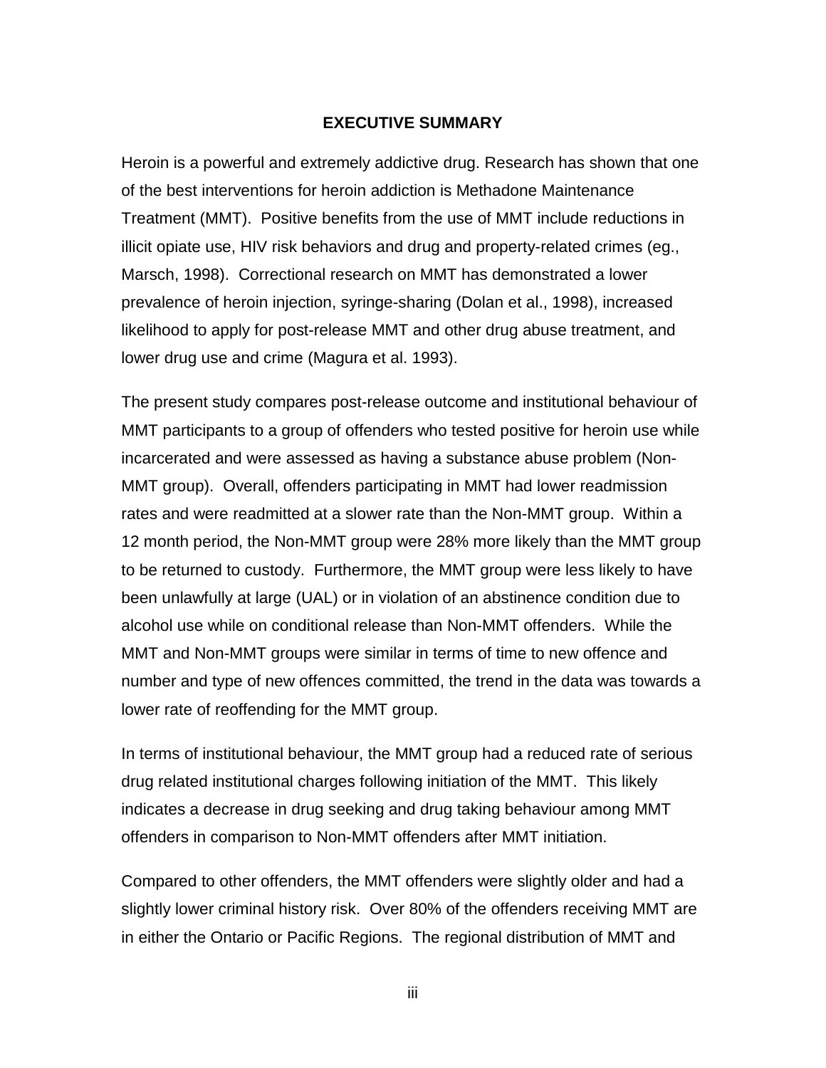## EXECUTIVE SUMMARY

Heroin is a powerful and extremely addictive drug. Research has shown that one of the best interventions for heroin addiction is Methadone Maintenance Treatment (MMT). Positive benefits from the use of MMT include reductions in illicit opiate use, HIV risk behaviors and drug and property-related crimes (eg., Marsch, 1998). Correctional research on MMT has demonstrated a lower prevalence of heroin injection, syringe-sharing (Dolan et al., 1998), increased likelihood to apply for post-release MMT and other drug abuse treatment, and lower drug use and crime (Magura et al. 1993).

The present study compares post-release outcome and institutional behaviour of MMT participants to a group of offenders who tested positive for heroin use while incarcerated and were assessed as having a substance abuse problem (Non-MMT group). Overall, offenders participating in MMT had lower readmission rates and were readmitted at a slower rate than the Non-MMT group. Within a 12 month period, the Non-MMT group were 28% more likely than the MMT group to be returned to custody. Furthermore, the MMT group were less likely to have been unlawfully at large (UAL) or in violation of an abstinence condition due to alcohol use while on conditional release than Non-MMT offenders. While the MMT and Non-MMT groups were similar in terms of time to new offence and number and type of new offences committed, the trend in the data was towards a lower rate of reoffending for the MMT group.

In terms of institutional behaviour, the MMT group had a reduced rate of serious drug related institutional charges following initiation of the MMT. This likely indicates a decrease in drug seeking and drug taking behaviour among MMT offenders in comparison to Non-MMT offenders after MMT initiation.

Compared to other offenders, the MMT offenders were slightly older and had a slightly lower criminal history risk. Over 80% of the offenders receiving MMT are in either the Ontario or Pacific Regions. The regional distribution of MMT and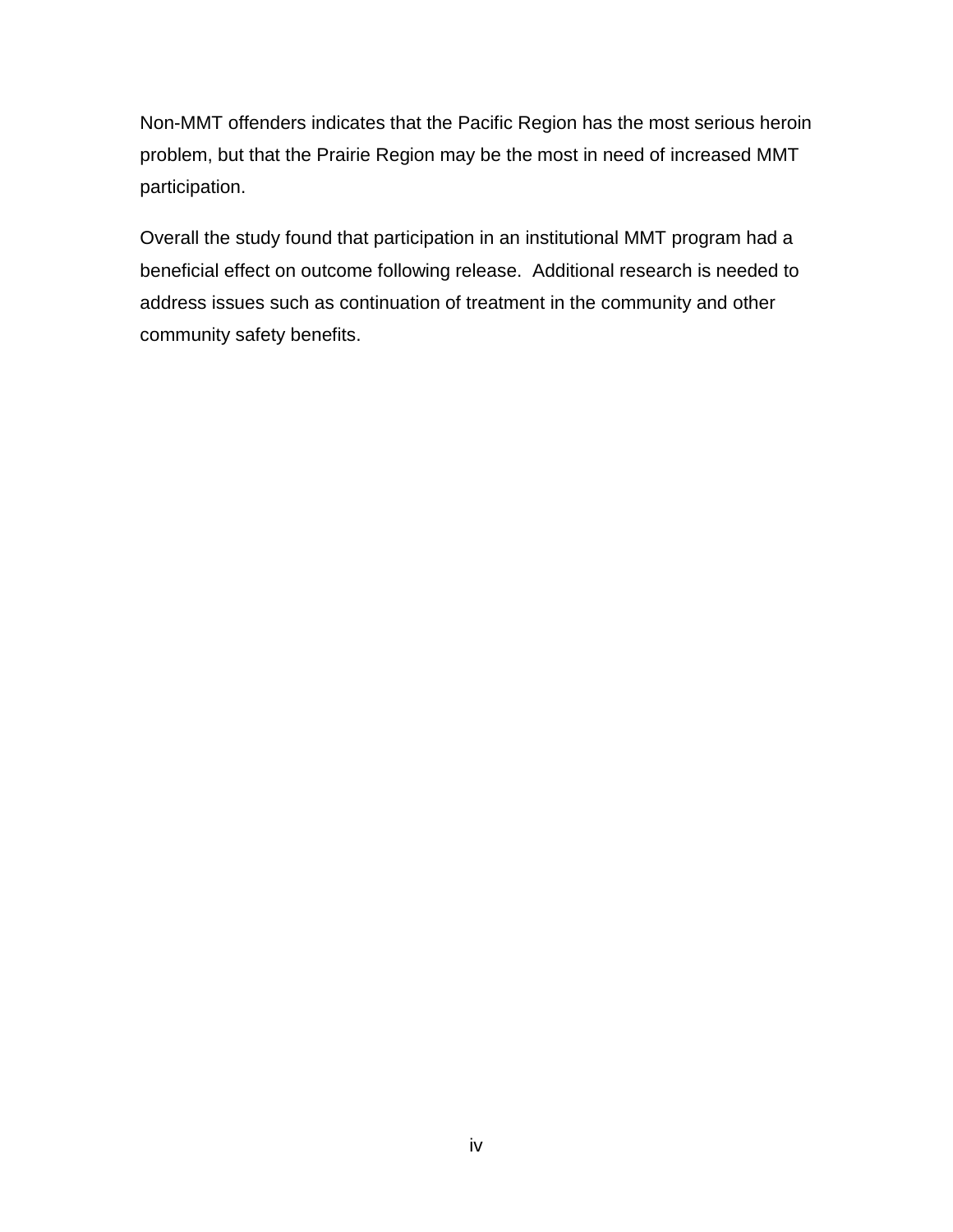Non-MMT offenders indicates that the Pacific Region has the most serious heroin problem, but that the Prairie Region may be the most in need of increased MMT participation.

Overall the study found that participation in an institutional MMT program had a beneficial effect on outcome following release. Additional research is needed to address issues such as continuation of treatment in the community and other community safety benefits.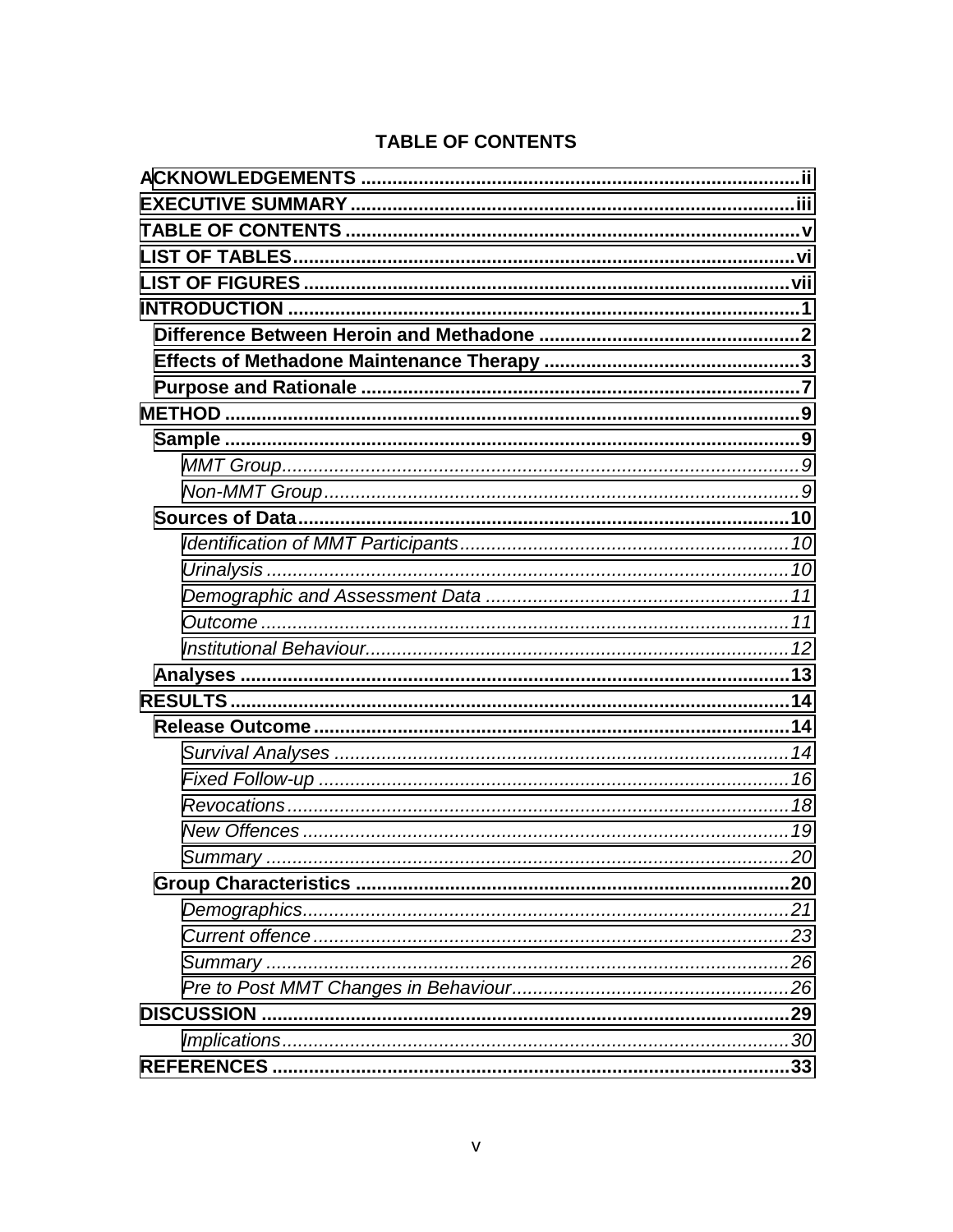# TABLE OF CONTENTS

**ACKNOWLEDGEMENTS** .......... ii
**EXECUTIVE SUMMARY** .......... iii
**TABLE OF CONTENTS** .......... v
**LIST OF TABLES** .......... vi
**LIST OF FIGURES** .......... vii
**INTRODUCTION** .......... 1
- **Difference Between Heroin and Methadone** .......... 2
- **Effects of Methadone Maintenance Therapy** .......... 3
- **Purpose and Rationale** .......... 7

**METHOD** .......... 9
- **Sample** .......... 9
  - *MMT Group* .......... 9
  - *Non-MMT Group* .......... 9
- **Sources of Data** .......... 10
  - *Identification of MMT Participants* .......... 10
  - *Urinalysis* .......... 10
  - *Demographic and Assessment Data* .......... 11
  - *Outcome* .......... 11
  - *Institutional Behaviour* .......... 12
- **Analyses** .......... 13

**RESULTS** .......... 14
- **Release Outcome** .......... 14
  - *Survival Analyses* .......... 14
  - *Fixed Follow-up* .......... 16
  - *Revocations* .......... 18
  - *New Offences* .......... 19
  - *Summary* .......... 20
- **Group Characteristics** .......... 20
  - *Demographics* .......... 21
  - *Current offence* .......... 23
  - *Summary* .......... 26
  - *Pre to Post MMT Changes in Behaviour* .......... 26

**DISCUSSION** .......... 29
  - *Implications* .......... 30

**REFERENCES** .......... 33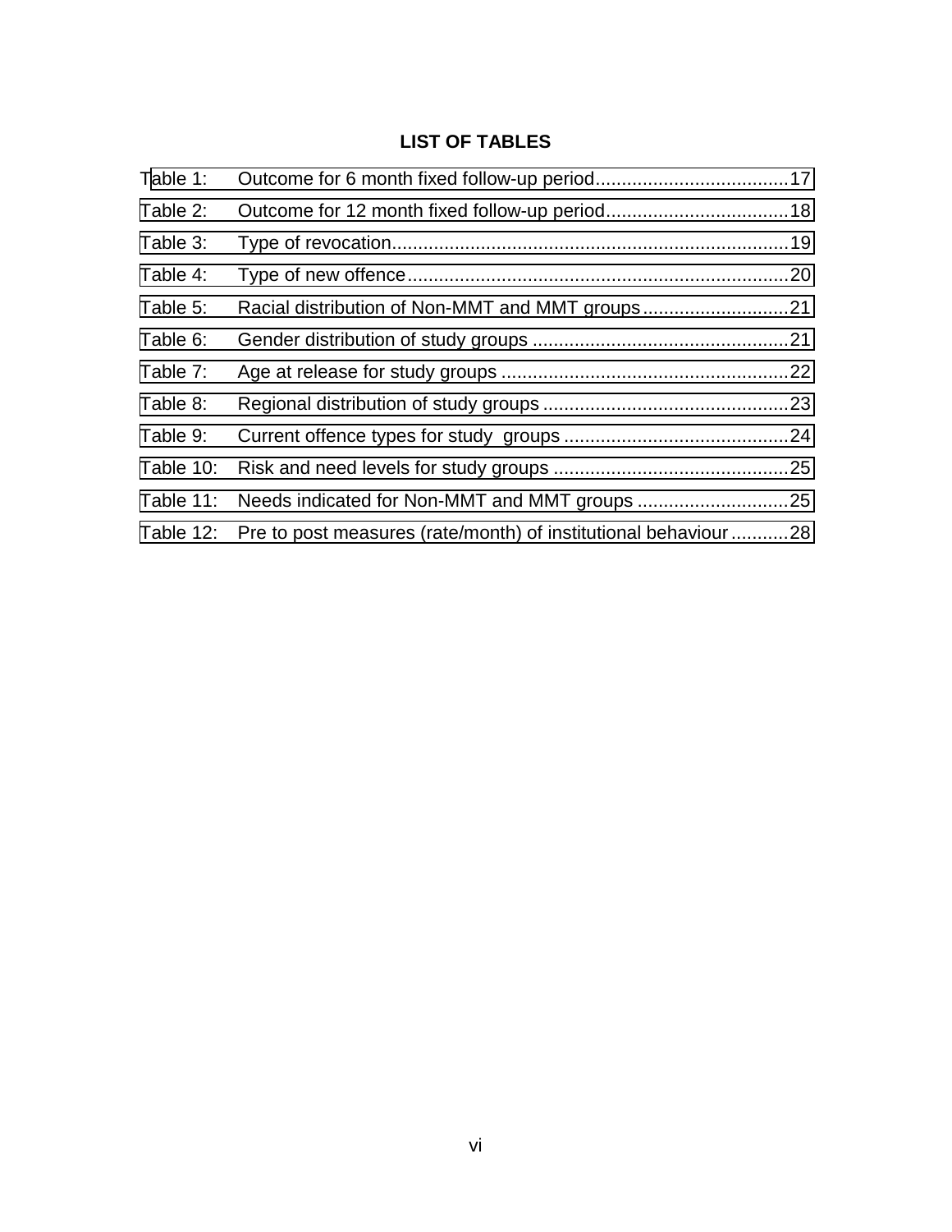# LIST OF TABLES

Table 1: Outcome for 6 month fixed follow-up period.....................................17

Table 2: Outcome for 12 month fixed follow-up period...................................18

Table 3: Type of revocation...........................................................................19

Table 4: Type of new offence.........................................................................20

Table 5: Racial distribution of Non-MMT and MMT groups............................21

Table 6: Gender distribution of study groups .................................................21

Table 7: Age at release for study groups .......................................................22

Table 8: Regional distribution of study groups ...............................................23

Table 9: Current offence types for study groups ...........................................24

Table 10: Risk and need levels for study groups .............................................25

Table 11: Needs indicated for Non-MMT and MMT groups .............................25

Table 12: Pre to post measures (rate/month) of institutional behaviour...........28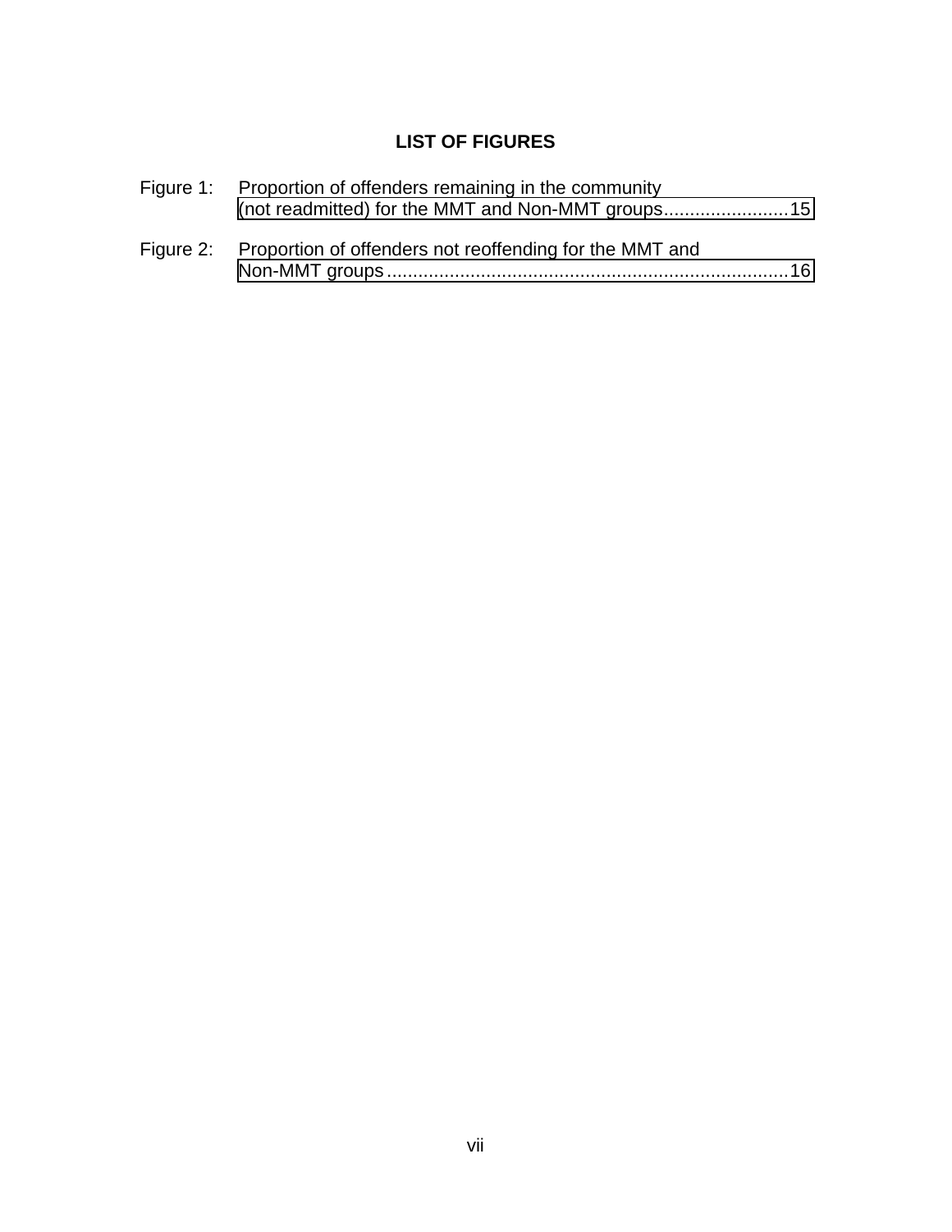## LIST OF FIGURES

Figure 1: Proportion of offenders remaining in the community (not readmitted) for the MMT and Non-MMT groups........................15

Figure 2: Proportion of offenders not reoffending for the MMT and Non-MMT groups..............................................................................16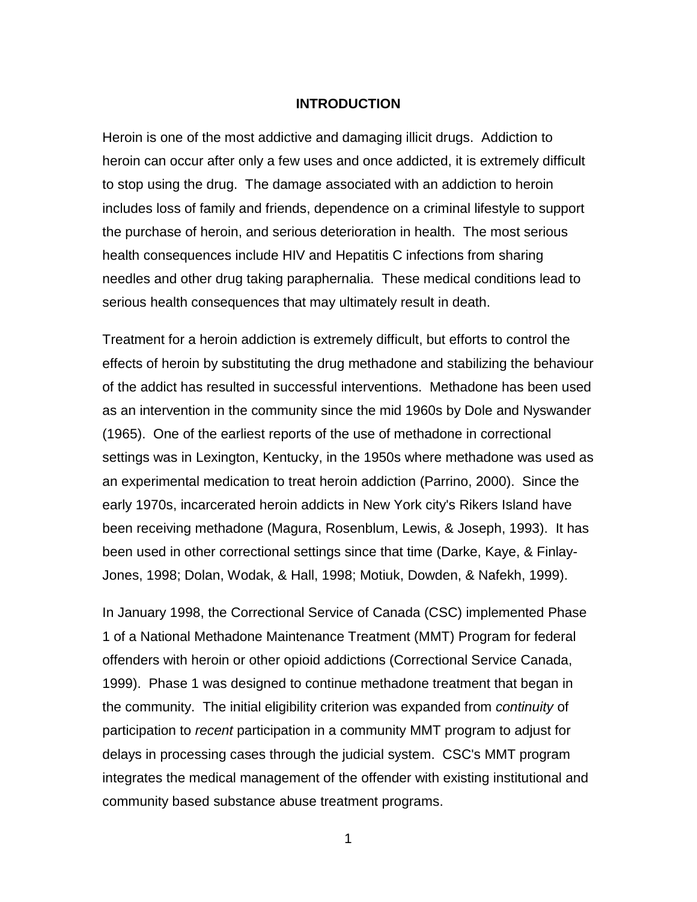## INTRODUCTION

Heroin is one of the most addictive and damaging illicit drugs. Addiction to heroin can occur after only a few uses and once addicted, it is extremely difficult to stop using the drug. The damage associated with an addiction to heroin includes loss of family and friends, dependence on a criminal lifestyle to support the purchase of heroin, and serious deterioration in health. The most serious health consequences include HIV and Hepatitis C infections from sharing needles and other drug taking paraphernalia. These medical conditions lead to serious health consequences that may ultimately result in death.

Treatment for a heroin addiction is extremely difficult, but efforts to control the effects of heroin by substituting the drug methadone and stabilizing the behaviour of the addict has resulted in successful interventions. Methadone has been used as an intervention in the community since the mid 1960s by Dole and Nyswander (1965). One of the earliest reports of the use of methadone in correctional settings was in Lexington, Kentucky, in the 1950s where methadone was used as an experimental medication to treat heroin addiction (Parrino, 2000). Since the early 1970s, incarcerated heroin addicts in New York city's Rikers Island have been receiving methadone (Magura, Rosenblum, Lewis, & Joseph, 1993). It has been used in other correctional settings since that time (Darke, Kaye, & Finlay-Jones, 1998; Dolan, Wodak, & Hall, 1998; Motiuk, Dowden, & Nafekh, 1999).

In January 1998, the Correctional Service of Canada (CSC) implemented Phase 1 of a National Methadone Maintenance Treatment (MMT) Program for federal offenders with heroin or other opioid addictions (Correctional Service Canada, 1999). Phase 1 was designed to continue methadone treatment that began in the community. The initial eligibility criterion was expanded from *continuity* of participation to *recent* participation in a community MMT program to adjust for delays in processing cases through the judicial system. CSC's MMT program integrates the medical management of the offender with existing institutional and community based substance abuse treatment programs.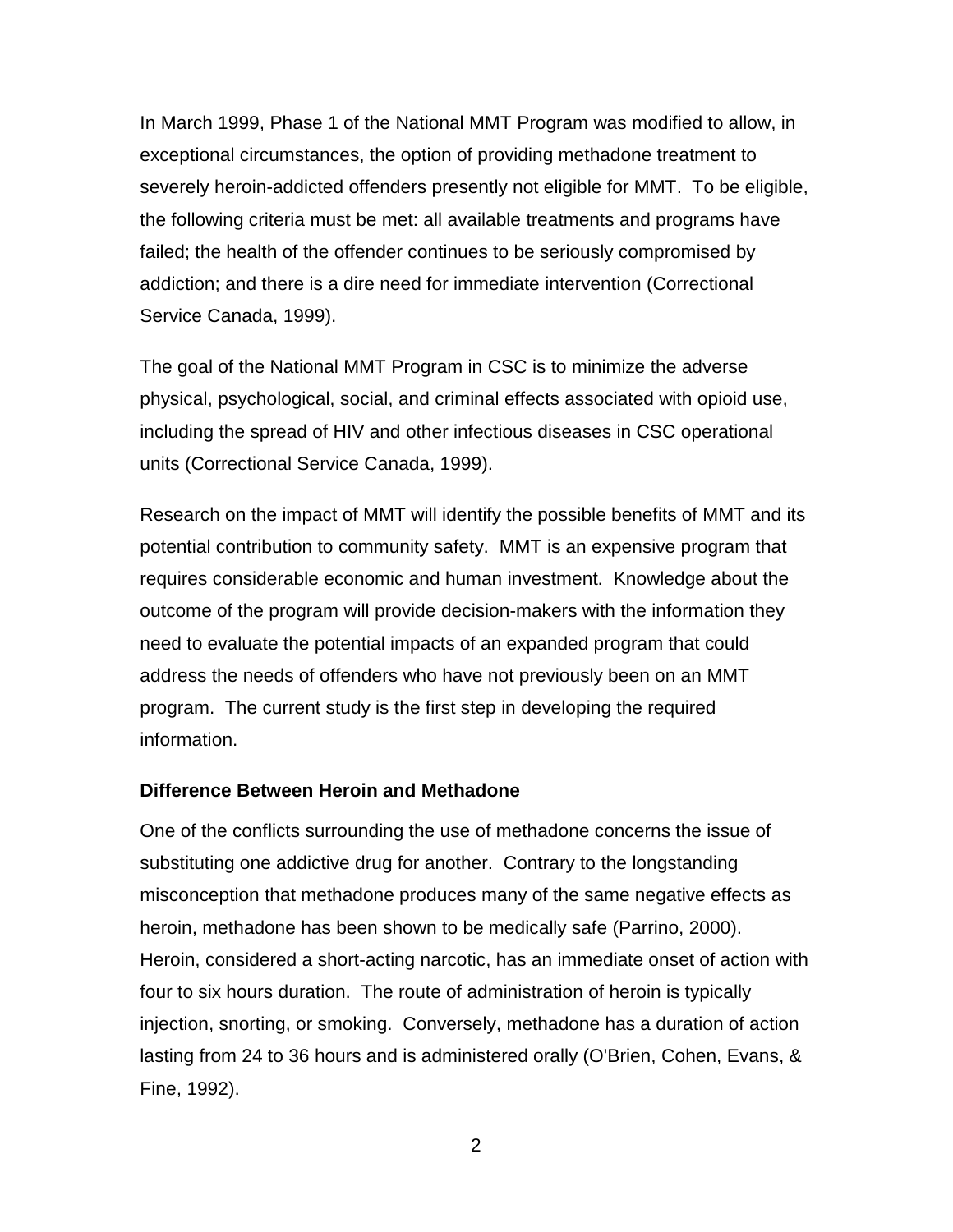In March 1999, Phase 1 of the National MMT Program was modified to allow, in exceptional circumstances, the option of providing methadone treatment to severely heroin-addicted offenders presently not eligible for MMT. To be eligible, the following criteria must be met: all available treatments and programs have failed; the health of the offender continues to be seriously compromised by addiction; and there is a dire need for immediate intervention (Correctional Service Canada, 1999).

The goal of the National MMT Program in CSC is to minimize the adverse physical, psychological, social, and criminal effects associated with opioid use, including the spread of HIV and other infectious diseases in CSC operational units (Correctional Service Canada, 1999).

Research on the impact of MMT will identify the possible benefits of MMT and its potential contribution to community safety. MMT is an expensive program that requires considerable economic and human investment. Knowledge about the outcome of the program will provide decision-makers with the information they need to evaluate the potential impacts of an expanded program that could address the needs of offenders who have not previously been on an MMT program. The current study is the first step in developing the required information.

### Difference Between Heroin and Methadone

One of the conflicts surrounding the use of methadone concerns the issue of substituting one addictive drug for another. Contrary to the longstanding misconception that methadone produces many of the same negative effects as heroin, methadone has been shown to be medically safe (Parrino, 2000). Heroin, considered a short-acting narcotic, has an immediate onset of action with four to six hours duration. The route of administration of heroin is typically injection, snorting, or smoking. Conversely, methadone has a duration of action lasting from 24 to 36 hours and is administered orally (O'Brien, Cohen, Evans, & Fine, 1992).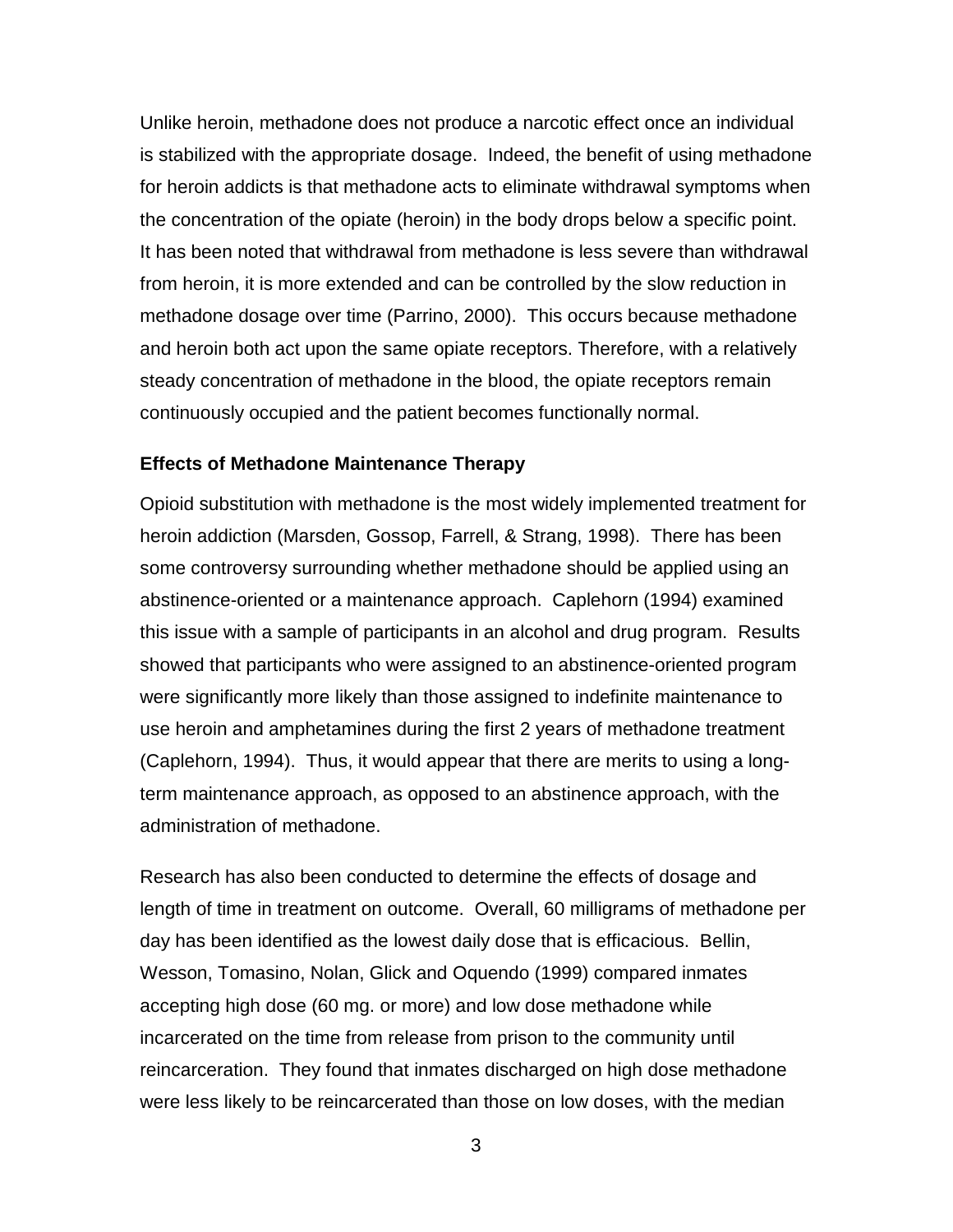Unlike heroin, methadone does not produce a narcotic effect once an individual is stabilized with the appropriate dosage. Indeed, the benefit of using methadone for heroin addicts is that methadone acts to eliminate withdrawal symptoms when the concentration of the opiate (heroin) in the body drops below a specific point. It has been noted that withdrawal from methadone is less severe than withdrawal from heroin, it is more extended and can be controlled by the slow reduction in methadone dosage over time (Parrino, 2000). This occurs because methadone and heroin both act upon the same opiate receptors. Therefore, with a relatively steady concentration of methadone in the blood, the opiate receptors remain continuously occupied and the patient becomes functionally normal.

**Effects of Methadone Maintenance Therapy**

Opioid substitution with methadone is the most widely implemented treatment for heroin addiction (Marsden, Gossop, Farrell, & Strang, 1998). There has been some controversy surrounding whether methadone should be applied using an abstinence-oriented or a maintenance approach. Caplehorn (1994) examined this issue with a sample of participants in an alcohol and drug program. Results showed that participants who were assigned to an abstinence-oriented program were significantly more likely than those assigned to indefinite maintenance to use heroin and amphetamines during the first 2 years of methadone treatment (Caplehorn, 1994). Thus, it would appear that there are merits to using a long-term maintenance approach, as opposed to an abstinence approach, with the administration of methadone.

Research has also been conducted to determine the effects of dosage and length of time in treatment on outcome. Overall, 60 milligrams of methadone per day has been identified as the lowest daily dose that is efficacious. Bellin, Wesson, Tomasino, Nolan, Glick and Oquendo (1999) compared inmates accepting high dose (60 mg. or more) and low dose methadone while incarcerated on the time from release from prison to the community until reincarceration. They found that inmates discharged on high dose methadone were less likely to be reincarcerated than those on low doses, with the median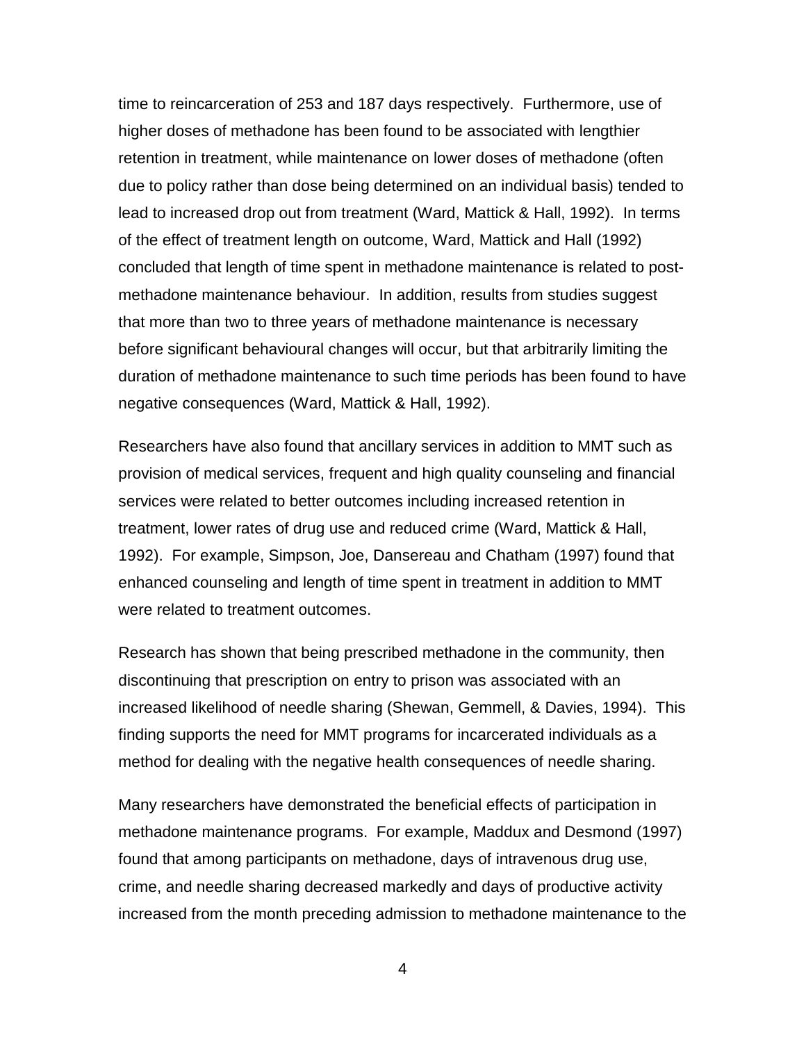time to reincarceration of 253 and 187 days respectively. Furthermore, use of higher doses of methadone has been found to be associated with lengthier retention in treatment, while maintenance on lower doses of methadone (often due to policy rather than dose being determined on an individual basis) tended to lead to increased drop out from treatment (Ward, Mattick & Hall, 1992). In terms of the effect of treatment length on outcome, Ward, Mattick and Hall (1992) concluded that length of time spent in methadone maintenance is related to post-methadone maintenance behaviour. In addition, results from studies suggest that more than two to three years of methadone maintenance is necessary before significant behavioural changes will occur, but that arbitrarily limiting the duration of methadone maintenance to such time periods has been found to have negative consequences (Ward, Mattick & Hall, 1992).

Researchers have also found that ancillary services in addition to MMT such as provision of medical services, frequent and high quality counseling and financial services were related to better outcomes including increased retention in treatment, lower rates of drug use and reduced crime (Ward, Mattick & Hall, 1992). For example, Simpson, Joe, Dansereau and Chatham (1997) found that enhanced counseling and length of time spent in treatment in addition to MMT were related to treatment outcomes.

Research has shown that being prescribed methadone in the community, then discontinuing that prescription on entry to prison was associated with an increased likelihood of needle sharing (Shewan, Gemmell, & Davies, 1994). This finding supports the need for MMT programs for incarcerated individuals as a method for dealing with the negative health consequences of needle sharing.

Many researchers have demonstrated the beneficial effects of participation in methadone maintenance programs. For example, Maddux and Desmond (1997) found that among participants on methadone, days of intravenous drug use, crime, and needle sharing decreased markedly and days of productive activity increased from the month preceding admission to methadone maintenance to the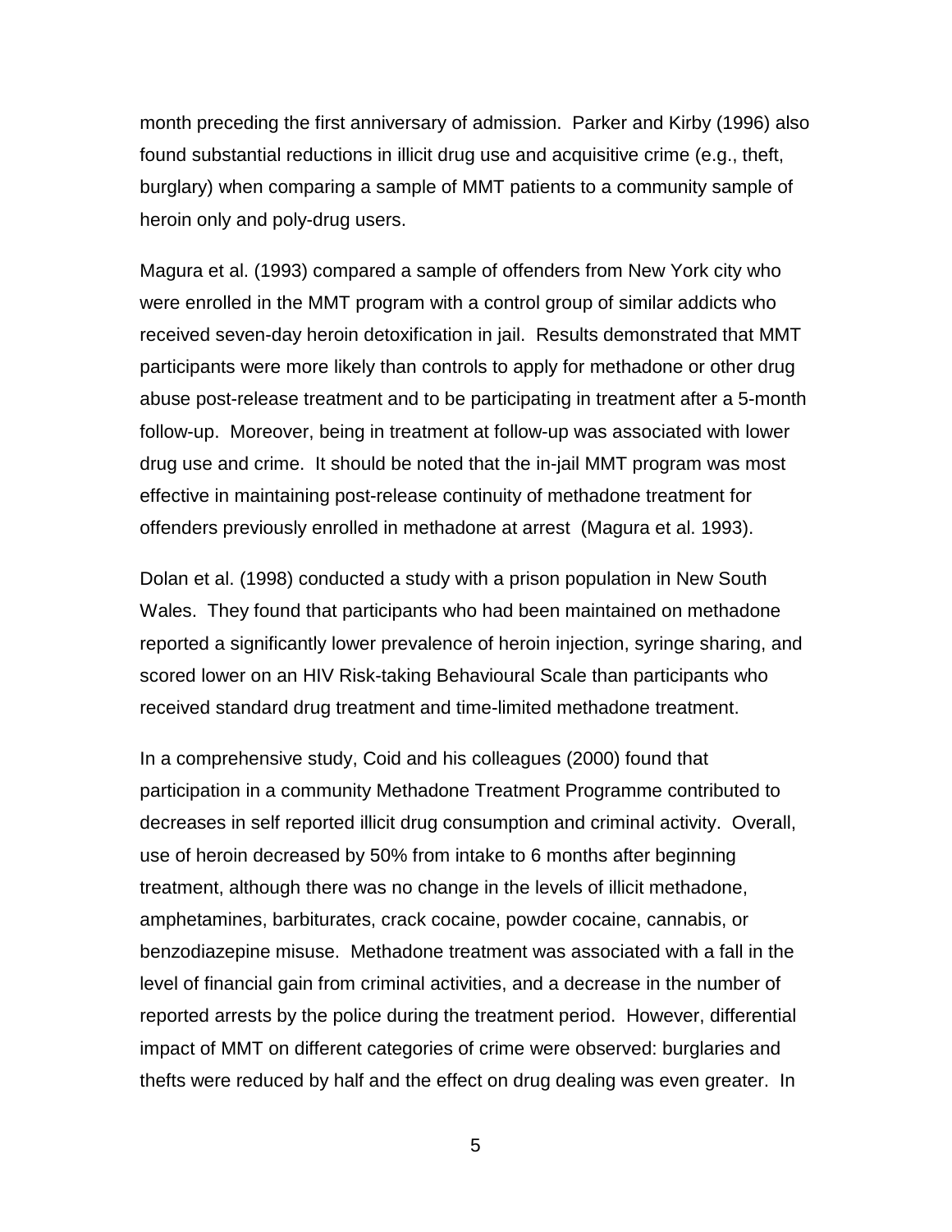month preceding the first anniversary of admission. Parker and Kirby (1996) also found substantial reductions in illicit drug use and acquisitive crime (e.g., theft, burglary) when comparing a sample of MMT patients to a community sample of heroin only and poly-drug users.

Magura et al. (1993) compared a sample of offenders from New York city who were enrolled in the MMT program with a control group of similar addicts who received seven-day heroin detoxification in jail. Results demonstrated that MMT participants were more likely than controls to apply for methadone or other drug abuse post-release treatment and to be participating in treatment after a 5-month follow-up. Moreover, being in treatment at follow-up was associated with lower drug use and crime. It should be noted that the in-jail MMT program was most effective in maintaining post-release continuity of methadone treatment for offenders previously enrolled in methadone at arrest (Magura et al. 1993).

Dolan et al. (1998) conducted a study with a prison population in New South Wales. They found that participants who had been maintained on methadone reported a significantly lower prevalence of heroin injection, syringe sharing, and scored lower on an HIV Risk-taking Behavioural Scale than participants who received standard drug treatment and time-limited methadone treatment.

In a comprehensive study, Coid and his colleagues (2000) found that participation in a community Methadone Treatment Programme contributed to decreases in self reported illicit drug consumption and criminal activity. Overall, use of heroin decreased by 50% from intake to 6 months after beginning treatment, although there was no change in the levels of illicit methadone, amphetamines, barbiturates, crack cocaine, powder cocaine, cannabis, or benzodiazepine misuse. Methadone treatment was associated with a fall in the level of financial gain from criminal activities, and a decrease in the number of reported arrests by the police during the treatment period. However, differential impact of MMT on different categories of crime were observed: burglaries and thefts were reduced by half and the effect on drug dealing was even greater. In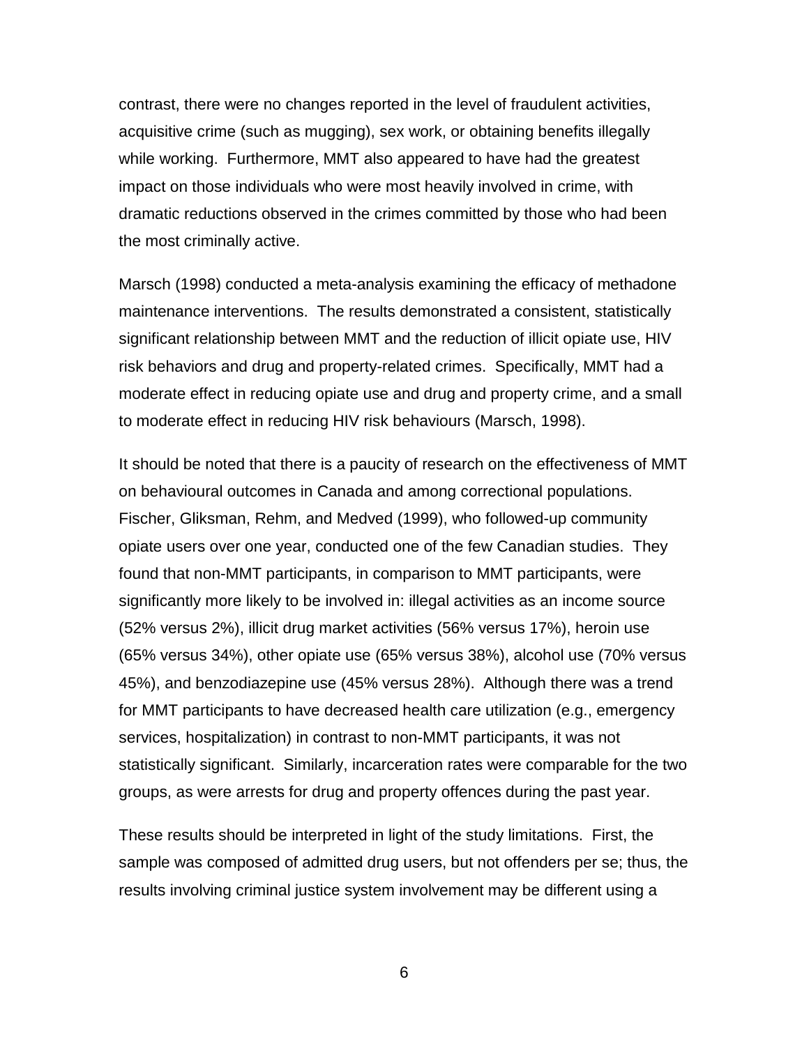contrast, there were no changes reported in the level of fraudulent activities, acquisitive crime (such as mugging), sex work, or obtaining benefits illegally while working.  Furthermore, MMT also appeared to have had the greatest impact on those individuals who were most heavily involved in crime, with dramatic reductions observed in the crimes committed by those who had been the most criminally active.

Marsch (1998) conducted a meta-analysis examining the efficacy of methadone maintenance interventions.  The results demonstrated a consistent, statistically significant relationship between MMT and the reduction of illicit opiate use, HIV risk behaviors and drug and property-related crimes.  Specifically, MMT had a moderate effect in reducing opiate use and drug and property crime, and a small to moderate effect in reducing HIV risk behaviours (Marsch, 1998).

It should be noted that there is a paucity of research on the effectiveness of MMT on behavioural outcomes in Canada and among correctional populations.  Fischer, Gliksman, Rehm, and Medved (1999), who followed-up community opiate users over one year, conducted one of the few Canadian studies.  They found that non-MMT participants, in comparison to MMT participants, were significantly more likely to be involved in: illegal activities as an income source (52% versus 2%), illicit drug market activities (56% versus 17%), heroin use (65% versus 34%), other opiate use (65% versus 38%), alcohol use (70% versus 45%), and benzodiazepine use (45% versus 28%).  Although there was a trend for MMT participants to have decreased health care utilization (e.g., emergency services, hospitalization) in contrast to non-MMT participants, it was not statistically significant.  Similarly, incarceration rates were comparable for the two groups, as were arrests for drug and property offences during the past year.

These results should be interpreted in light of the study limitations.  First, the sample was composed of admitted drug users, but not offenders per se; thus, the results involving criminal justice system involvement may be different using a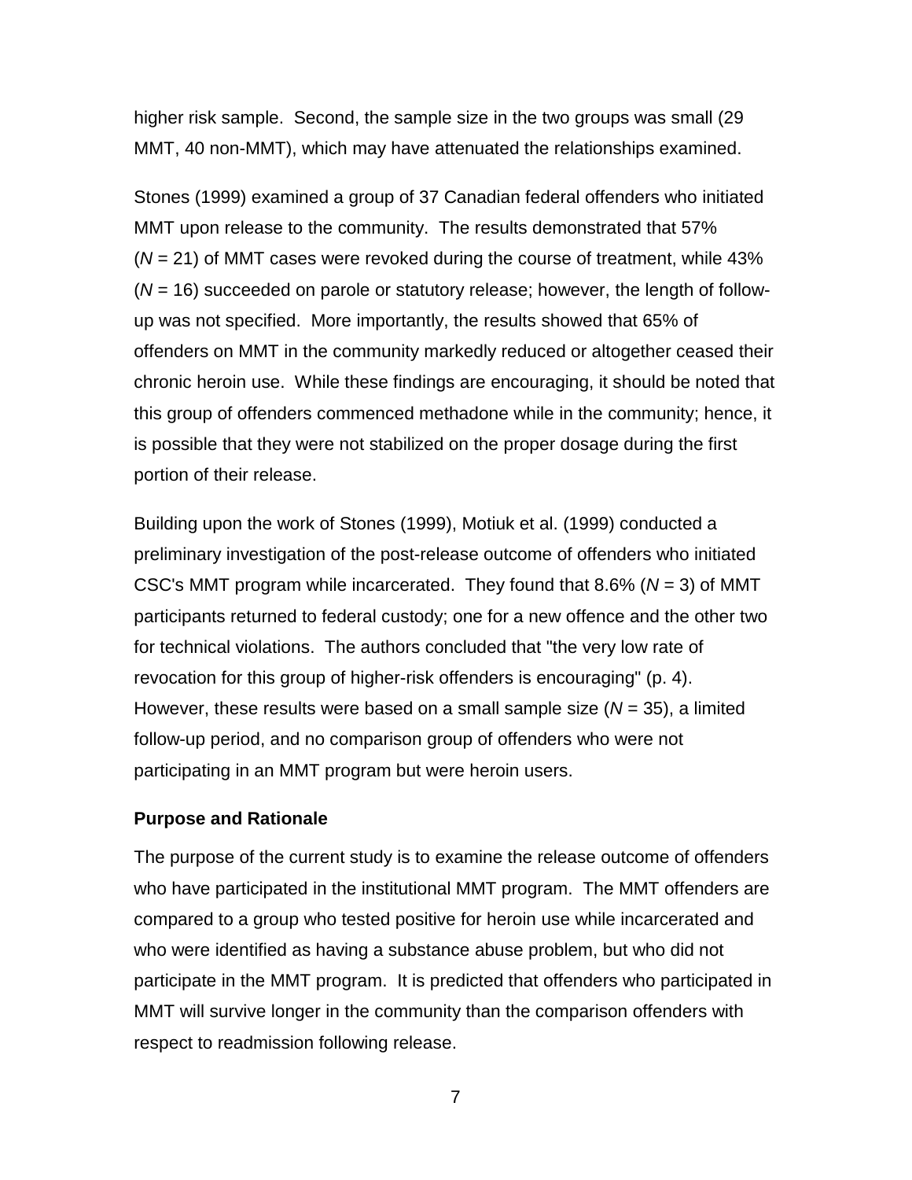higher risk sample. Second, the sample size in the two groups was small (29 MMT, 40 non-MMT), which may have attenuated the relationships examined.

Stones (1999) examined a group of 37 Canadian federal offenders who initiated MMT upon release to the community. The results demonstrated that 57% (*N* = 21) of MMT cases were revoked during the course of treatment, while 43% (*N* = 16) succeeded on parole or statutory release; however, the length of follow-up was not specified. More importantly, the results showed that 65% of offenders on MMT in the community markedly reduced or altogether ceased their chronic heroin use. While these findings are encouraging, it should be noted that this group of offenders commenced methadone while in the community; hence, it is possible that they were not stabilized on the proper dosage during the first portion of their release.

Building upon the work of Stones (1999), Motiuk et al. (1999) conducted a preliminary investigation of the post-release outcome of offenders who initiated CSC's MMT program while incarcerated. They found that 8.6% (*N* = 3) of MMT participants returned to federal custody; one for a new offence and the other two for technical violations. The authors concluded that "the very low rate of revocation for this group of higher-risk offenders is encouraging" (p. 4). However, these results were based on a small sample size (*N* = 35), a limited follow-up period, and no comparison group of offenders who were not participating in an MMT program but were heroin users.

**Purpose and Rationale**

The purpose of the current study is to examine the release outcome of offenders who have participated in the institutional MMT program. The MMT offenders are compared to a group who tested positive for heroin use while incarcerated and who were identified as having a substance abuse problem, but who did not participate in the MMT program. It is predicted that offenders who participated in MMT will survive longer in the community than the comparison offenders with respect to readmission following release.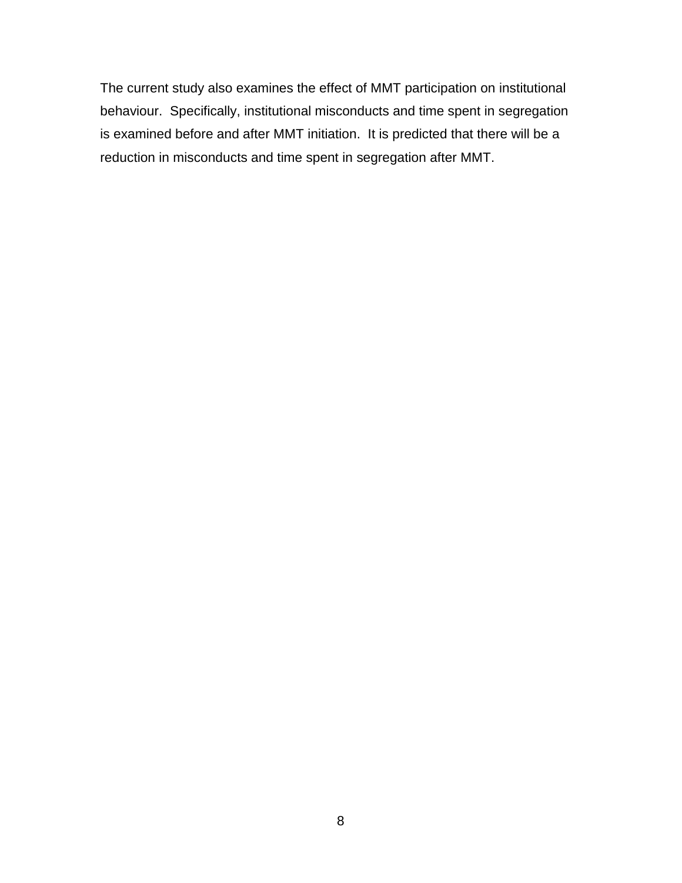The current study also examines the effect of MMT participation on institutional behaviour. Specifically, institutional misconducts and time spent in segregation is examined before and after MMT initiation. It is predicted that there will be a reduction in misconducts and time spent in segregation after MMT.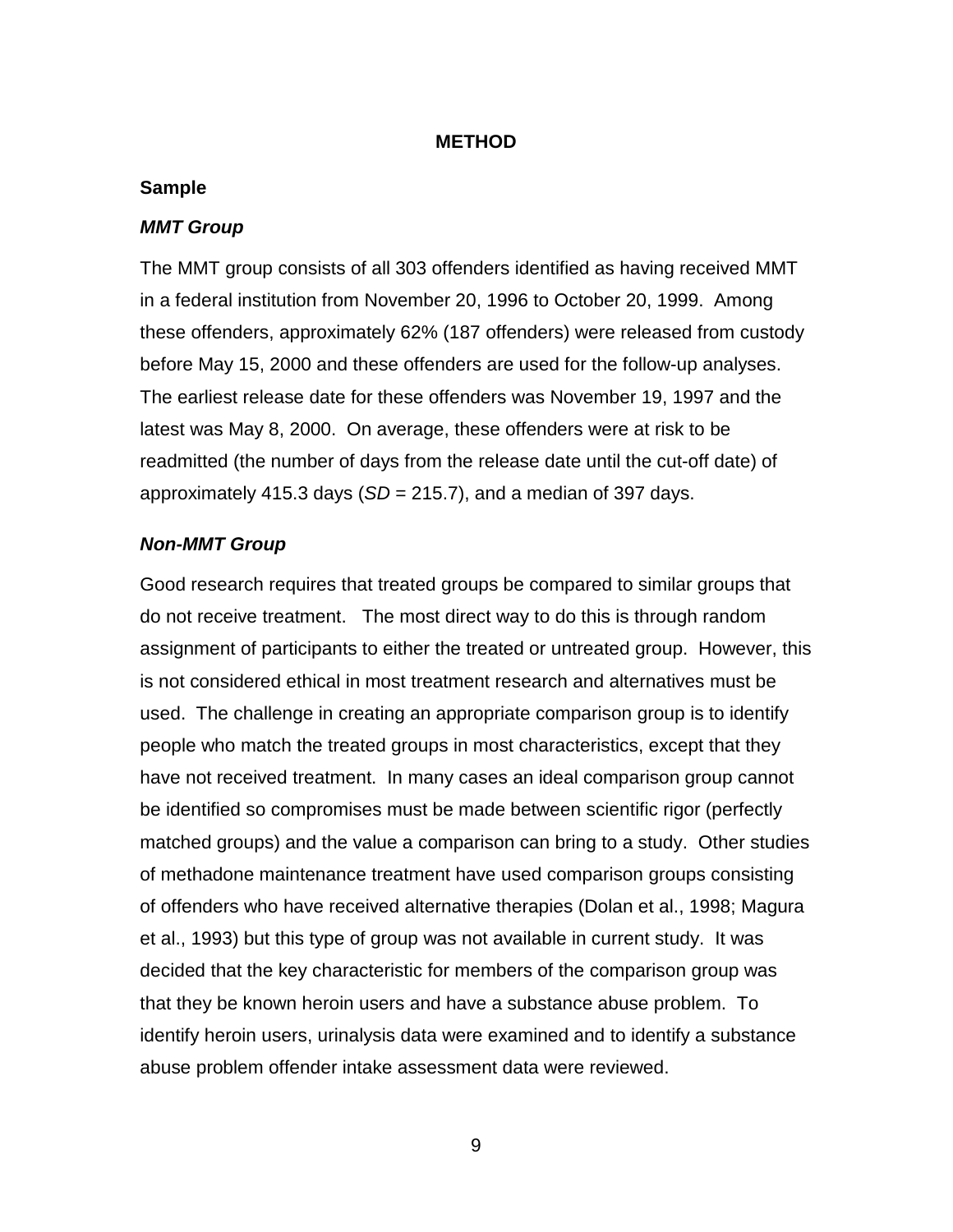# METHOD

## Sample

### *MMT Group*

The MMT group consists of all 303 offenders identified as having received MMT in a federal institution from November 20, 1996 to October 20, 1999. Among these offenders, approximately 62% (187 offenders) were released from custody before May 15, 2000 and these offenders are used for the follow-up analyses. The earliest release date for these offenders was November 19, 1997 and the latest was May 8, 2000. On average, these offenders were at risk to be readmitted (the number of days from the release date until the cut-off date) of approximately 415.3 days (*SD* = 215.7), and a median of 397 days.

### *Non-MMT Group*

Good research requires that treated groups be compared to similar groups that do not receive treatment. The most direct way to do this is through random assignment of participants to either the treated or untreated group. However, this is not considered ethical in most treatment research and alternatives must be used. The challenge in creating an appropriate comparison group is to identify people who match the treated groups in most characteristics, except that they have not received treatment. In many cases an ideal comparison group cannot be identified so compromises must be made between scientific rigor (perfectly matched groups) and the value a comparison can bring to a study. Other studies of methadone maintenance treatment have used comparison groups consisting of offenders who have received alternative therapies (Dolan et al., 1998; Magura et al., 1993) but this type of group was not available in current study. It was decided that the key characteristic for members of the comparison group was that they be known heroin users and have a substance abuse problem. To identify heroin users, urinalysis data were examined and to identify a substance abuse problem offender intake assessment data were reviewed.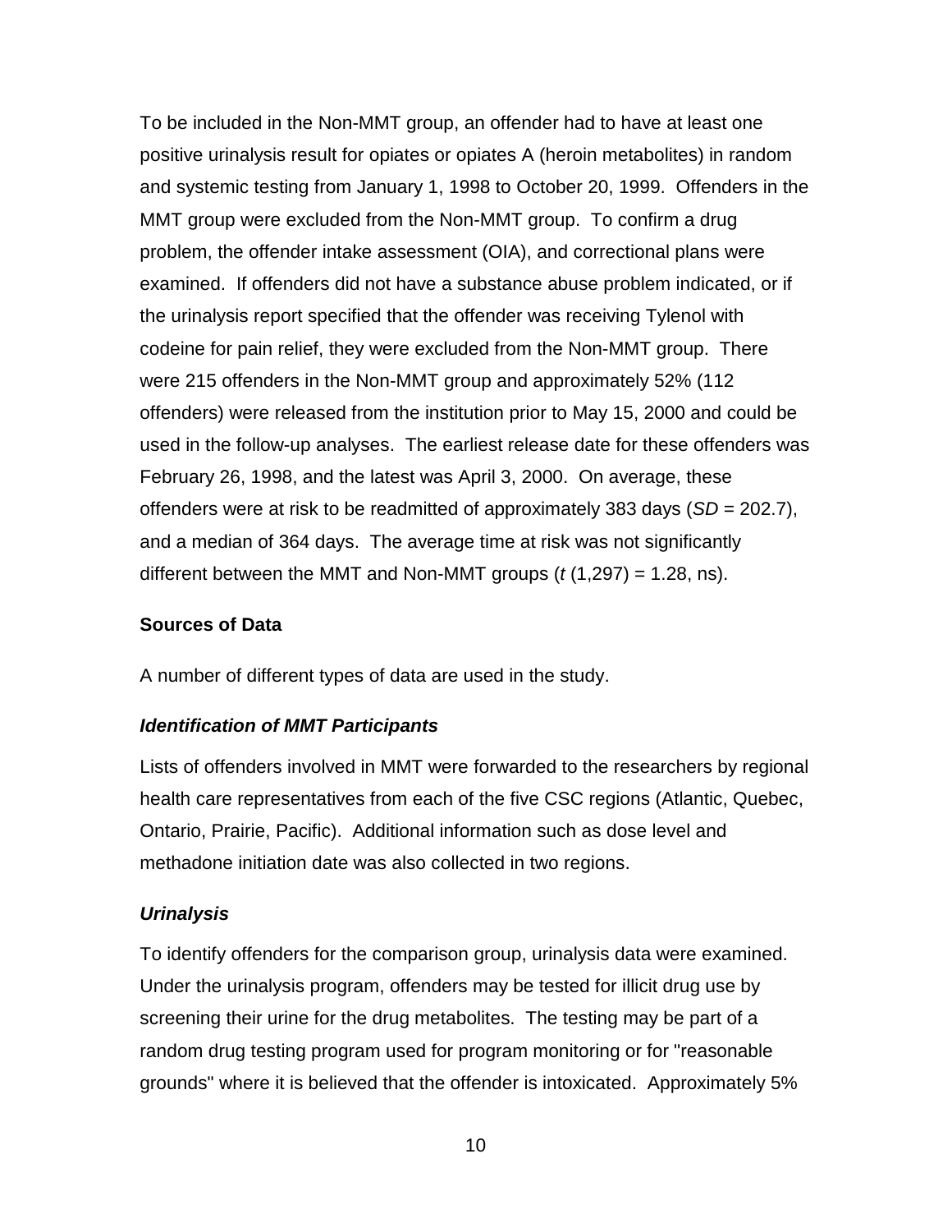To be included in the Non-MMT group, an offender had to have at least one positive urinalysis result for opiates or opiates A (heroin metabolites) in random and systemic testing from January 1, 1998 to October 20, 1999. Offenders in the MMT group were excluded from the Non-MMT group. To confirm a drug problem, the offender intake assessment (OIA), and correctional plans were examined. If offenders did not have a substance abuse problem indicated, or if the urinalysis report specified that the offender was receiving Tylenol with codeine for pain relief, they were excluded from the Non-MMT group. There were 215 offenders in the Non-MMT group and approximately 52% (112 offenders) were released from the institution prior to May 15, 2000 and could be used in the follow-up analyses. The earliest release date for these offenders was February 26, 1998, and the latest was April 3, 2000. On average, these offenders were at risk to be readmitted of approximately 383 days ($SD$ = 202.7), and a median of 364 days. The average time at risk was not significantly different between the MMT and Non-MMT groups ($t$ (1,297) = 1.28, ns).

## Sources of Data

A number of different types of data are used in the study.

### *Identification of MMT Participants*

Lists of offenders involved in MMT were forwarded to the researchers by regional health care representatives from each of the five CSC regions (Atlantic, Quebec, Ontario, Prairie, Pacific). Additional information such as dose level and methadone initiation date was also collected in two regions.

### *Urinalysis*

To identify offenders for the comparison group, urinalysis data were examined. Under the urinalysis program, offenders may be tested for illicit drug use by screening their urine for the drug metabolites. The testing may be part of a random drug testing program used for program monitoring or for "reasonable grounds" where it is believed that the offender is intoxicated. Approximately 5%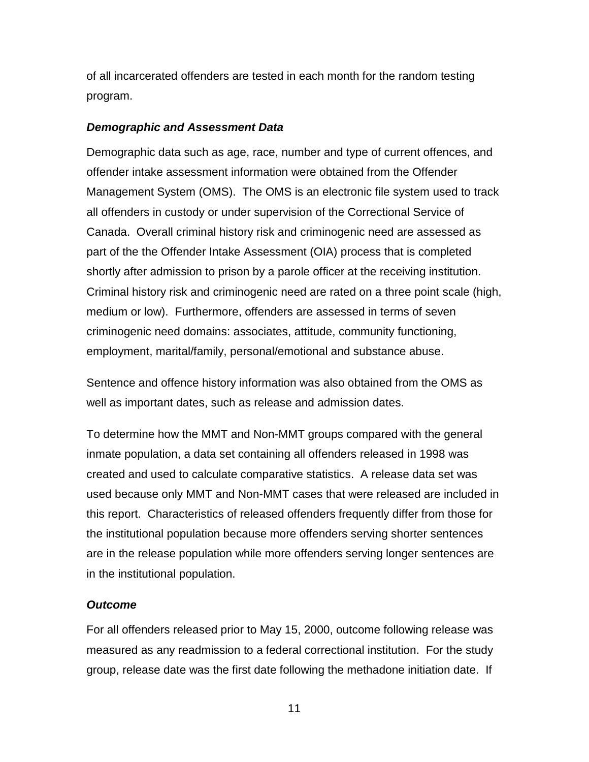of all incarcerated offenders are tested in each month for the random testing program.

### *Demographic and Assessment Data*

Demographic data such as age, race, number and type of current offences, and offender intake assessment information were obtained from the Offender Management System (OMS). The OMS is an electronic file system used to track all offenders in custody or under supervision of the Correctional Service of Canada. Overall criminal history risk and criminogenic need are assessed as part of the the Offender Intake Assessment (OIA) process that is completed shortly after admission to prison by a parole officer at the receiving institution. Criminal history risk and criminogenic need are rated on a three point scale (high, medium or low). Furthermore, offenders are assessed in terms of seven criminogenic need domains: associates, attitude, community functioning, employment, marital/family, personal/emotional and substance abuse.

Sentence and offence history information was also obtained from the OMS as well as important dates, such as release and admission dates.

To determine how the MMT and Non-MMT groups compared with the general inmate population, a data set containing all offenders released in 1998 was created and used to calculate comparative statistics. A release data set was used because only MMT and Non-MMT cases that were released are included in this report. Characteristics of released offenders frequently differ from those for the institutional population because more offenders serving shorter sentences are in the release population while more offenders serving longer sentences are in the institutional population.

### *Outcome*

For all offenders released prior to May 15, 2000, outcome following release was measured as any readmission to a federal correctional institution. For the study group, release date was the first date following the methadone initiation date. If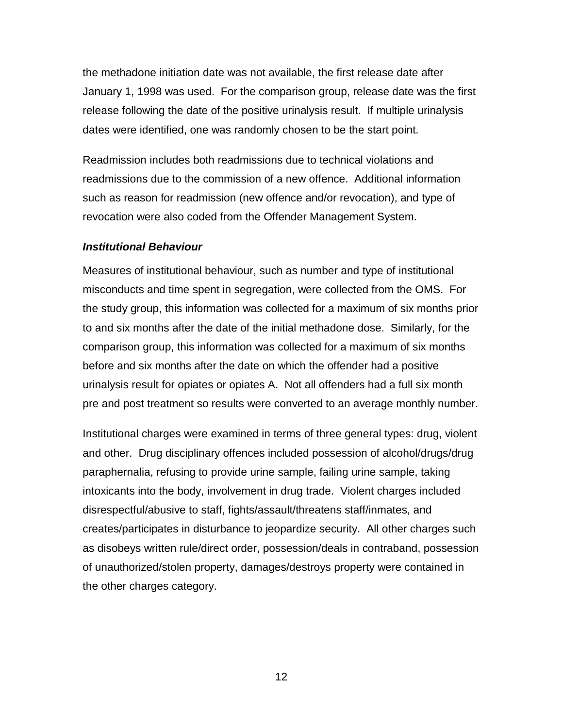the methadone initiation date was not available, the first release date after January 1, 1998 was used. For the comparison group, release date was the first release following the date of the positive urinalysis result. If multiple urinalysis dates were identified, one was randomly chosen to be the start point.

Readmission includes both readmissions due to technical violations and readmissions due to the commission of a new offence. Additional information such as reason for readmission (new offence and/or revocation), and type of revocation were also coded from the Offender Management System.

***Institutional Behaviour***

Measures of institutional behaviour, such as number and type of institutional misconducts and time spent in segregation, were collected from the OMS. For the study group, this information was collected for a maximum of six months prior to and six months after the date of the initial methadone dose. Similarly, for the comparison group, this information was collected for a maximum of six months before and six months after the date on which the offender had a positive urinalysis result for opiates or opiates A. Not all offenders had a full six month pre and post treatment so results were converted to an average monthly number.

Institutional charges were examined in terms of three general types: drug, violent and other. Drug disciplinary offences included possession of alcohol/drugs/drug paraphernalia, refusing to provide urine sample, failing urine sample, taking intoxicants into the body, involvement in drug trade. Violent charges included disrespectful/abusive to staff, fights/assault/threatens staff/inmates, and creates/participates in disturbance to jeopardize security. All other charges such as disobeys written rule/direct order, possession/deals in contraband, possession of unauthorized/stolen property, damages/destroys property were contained in the other charges category.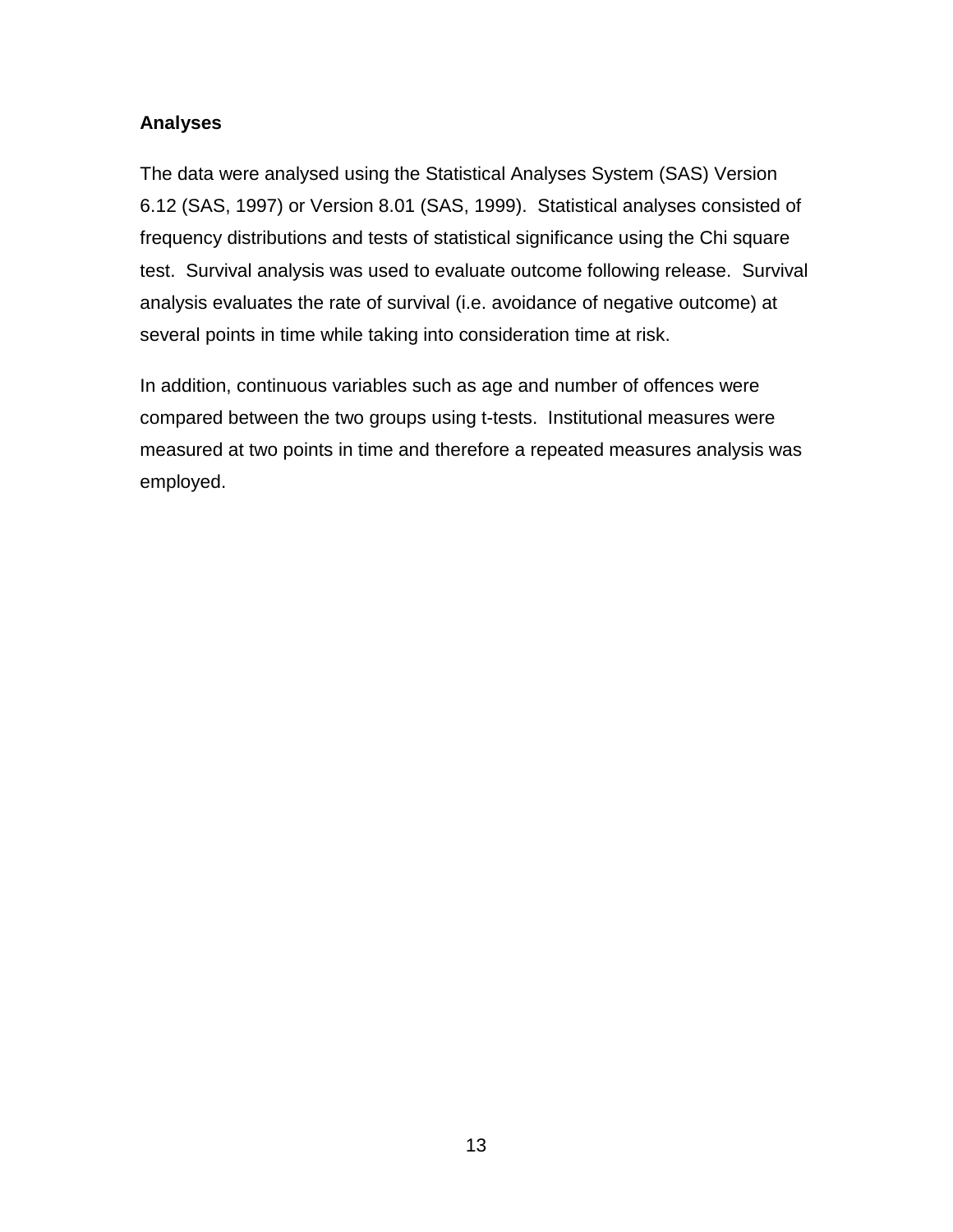### Analyses

The data were analysed using the Statistical Analyses System (SAS) Version 6.12 (SAS, 1997) or Version 8.01 (SAS, 1999). Statistical analyses consisted of frequency distributions and tests of statistical significance using the Chi square test. Survival analysis was used to evaluate outcome following release. Survival analysis evaluates the rate of survival (i.e. avoidance of negative outcome) at several points in time while taking into consideration time at risk.

In addition, continuous variables such as age and number of offences were compared between the two groups using t-tests. Institutional measures were measured at two points in time and therefore a repeated measures analysis was employed.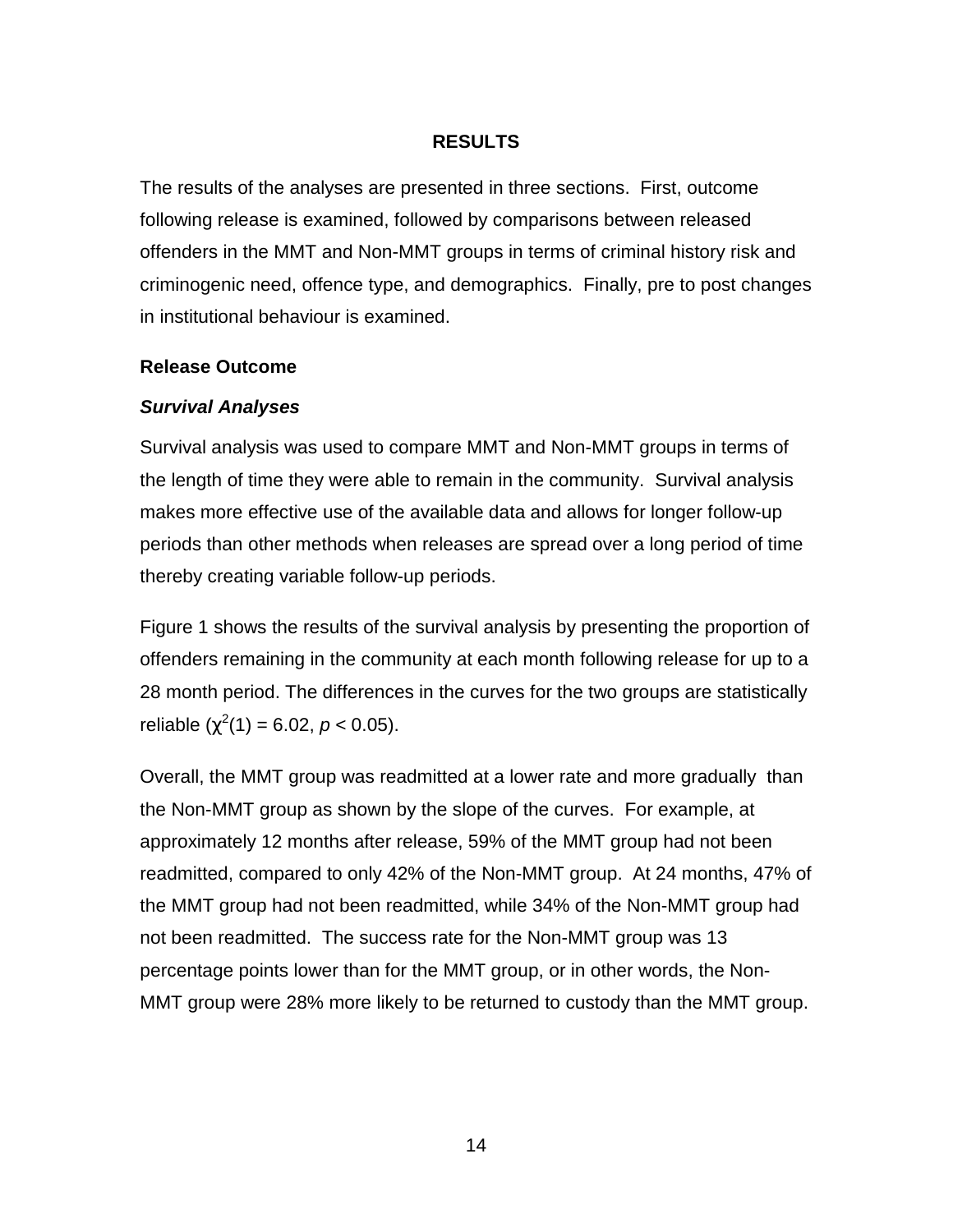## RESULTS

The results of the analyses are presented in three sections. First, outcome following release is examined, followed by comparisons between released offenders in the MMT and Non-MMT groups in terms of criminal history risk and criminogenic need, offence type, and demographics. Finally, pre to post changes in institutional behaviour is examined.

### Release Outcome

#### *Survival Analyses*

Survival analysis was used to compare MMT and Non-MMT groups in terms of the length of time they were able to remain in the community. Survival analysis makes more effective use of the available data and allows for longer follow-up periods than other methods when releases are spread over a long period of time thereby creating variable follow-up periods.

Figure 1 shows the results of the survival analysis by presenting the proportion of offenders remaining in the community at each month following release for up to a 28 month period. The differences in the curves for the two groups are statistically reliable ($\chi^2(1) = 6.02$, $p < 0.05$).

Overall, the MMT group was readmitted at a lower rate and more gradually than the Non-MMT group as shown by the slope of the curves. For example, at approximately 12 months after release, 59% of the MMT group had not been readmitted, compared to only 42% of the Non-MMT group. At 24 months, 47% of the MMT group had not been readmitted, while 34% of the Non-MMT group had not been readmitted. The success rate for the Non-MMT group was 13 percentage points lower than for the MMT group, or in other words, the Non-MMT group were 28% more likely to be returned to custody than the MMT group.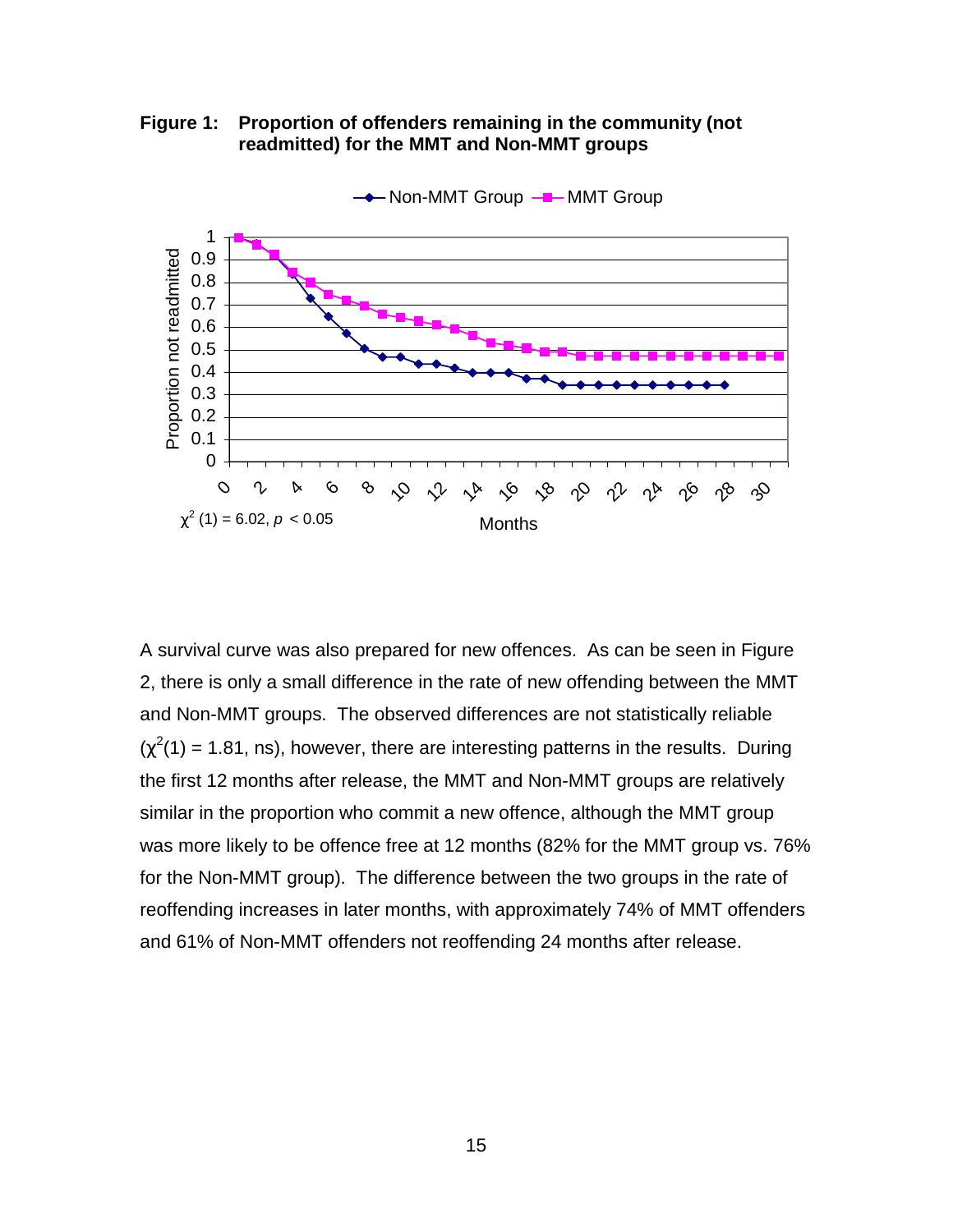**Figure 1: Proportion of offenders remaining in the community (not readmitted) for the MMT and Non-MMT groups**

$\chi^2$ (1) = 6.02, $p$ < 0.05

A survival curve was also prepared for new offences. As can be seen in Figure 2, there is only a small difference in the rate of new offending between the MMT and Non-MMT groups. The observed differences are not statistically reliable ($\chi^2$(1) = 1.81, ns), however, there are interesting patterns in the results. During the first 12 months after release, the MMT and Non-MMT groups are relatively similar in the proportion who commit a new offence, although the MMT group was more likely to be offence free at 12 months (82% for the MMT group vs. 76% for the Non-MMT group). The difference between the two groups in the rate of reoffending increases in later months, with approximately 74% of MMT offenders and 61% of Non-MMT offenders not reoffending 24 months after release.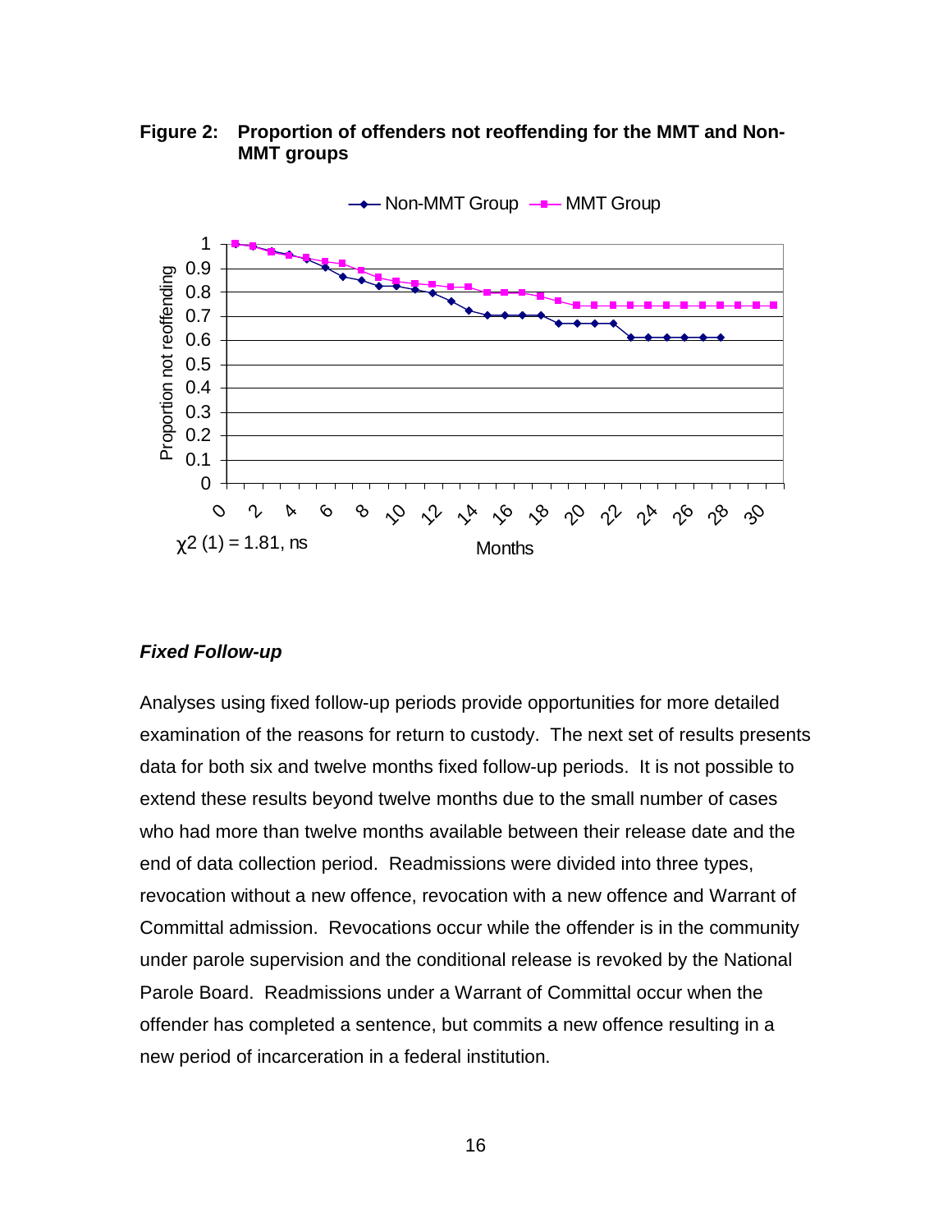**Figure 2: Proportion of offenders not reoffending for the MMT and Non-MMT groups**

$\chi^2$ (1) = 1.81, ns

### *Fixed Follow-up*

Analyses using fixed follow-up periods provide opportunities for more detailed examination of the reasons for return to custody. The next set of results presents data for both six and twelve months fixed follow-up periods. It is not possible to extend these results beyond twelve months due to the small number of cases who had more than twelve months available between their release date and the end of data collection period. Readmissions were divided into three types, revocation without a new offence, revocation with a new offence and Warrant of Committal admission. Revocations occur while the offender is in the community under parole supervision and the conditional release is revoked by the National Parole Board. Readmissions under a Warrant of Committal occur when the offender has completed a sentence, but commits a new offence resulting in a new period of incarceration in a federal institution.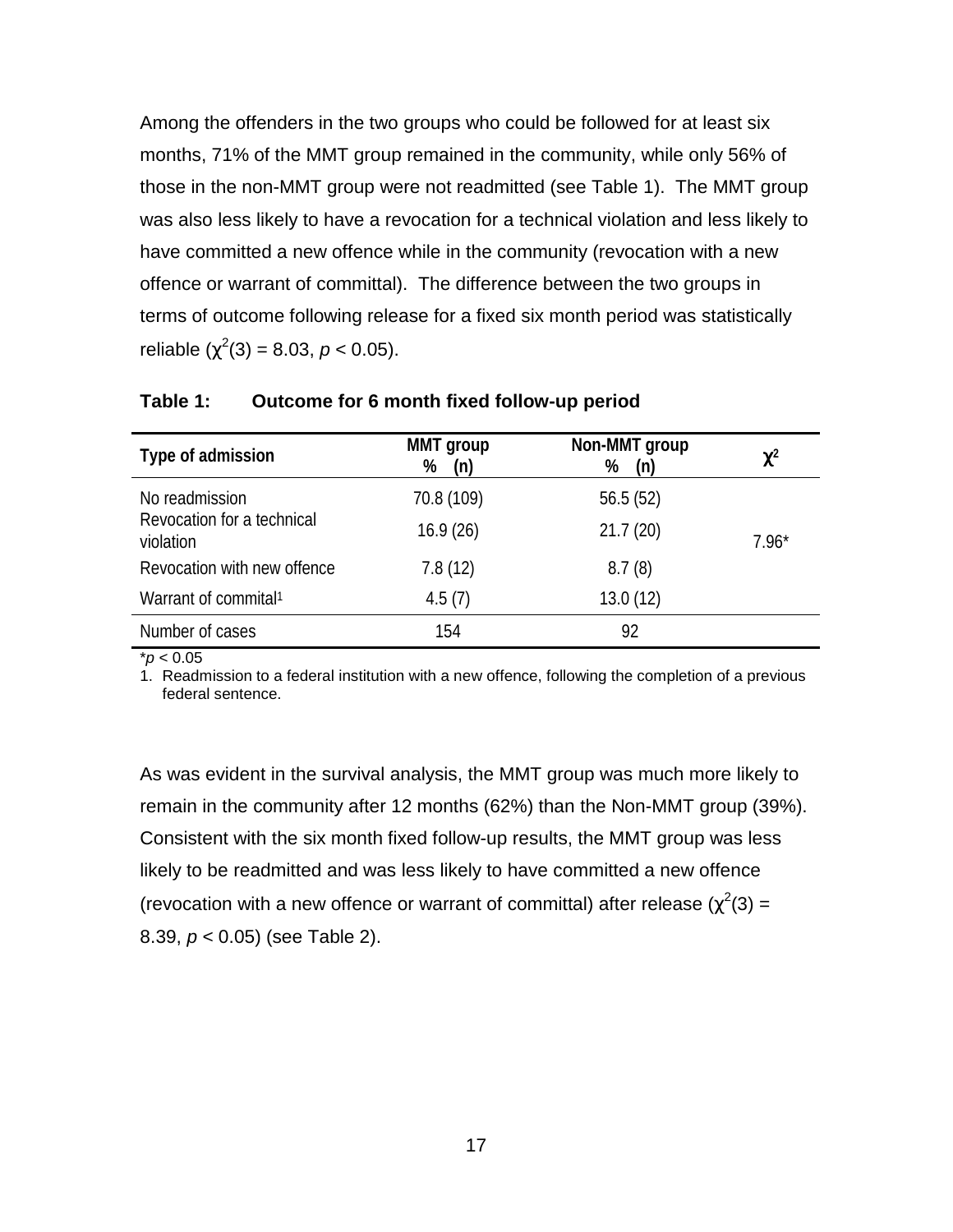Among the offenders in the two groups who could be followed for at least six months, 71% of the MMT group remained in the community, while only 56% of those in the non-MMT group were not readmitted (see Table 1). The MMT group was also less likely to have a revocation for a technical violation and less likely to have committed a new offence while in the community (revocation with a new offence or warrant of committal). The difference between the two groups in terms of outcome following release for a fixed six month period was statistically reliable ($\chi^2(3) = 8.03$, $p < 0.05$).

**Table 1: Outcome for 6 month fixed follow-up period**

| Type of admission | MMT group % (n) | Non-MMT group % (n) | $\chi^2$ |
|---|---|---|---|
| No readmission | 70.8 (109) | 56.5 (52) | |
| Revocation for a technical violation | 16.9 (26) | 21.7 (20) | 7.96* |
| Revocation with new offence | 7.8 (12) | 8.7 (8) | |
| Warrant of commital[1] | 4.5 (7) | 13.0 (12) | |
| Number of cases | 154 | 92 | |

*$p < 0.05$

1. Readmission to a federal institution with a new offence, following the completion of a previous federal sentence.

As was evident in the survival analysis, the MMT group was much more likely to remain in the community after 12 months (62%) than the Non-MMT group (39%). Consistent with the six month fixed follow-up results, the MMT group was less likely to be readmitted and was less likely to have committed a new offence (revocation with a new offence or warrant of committal) after release ($\chi^2(3) = 8.39$, $p < 0.05$) (see Table 2).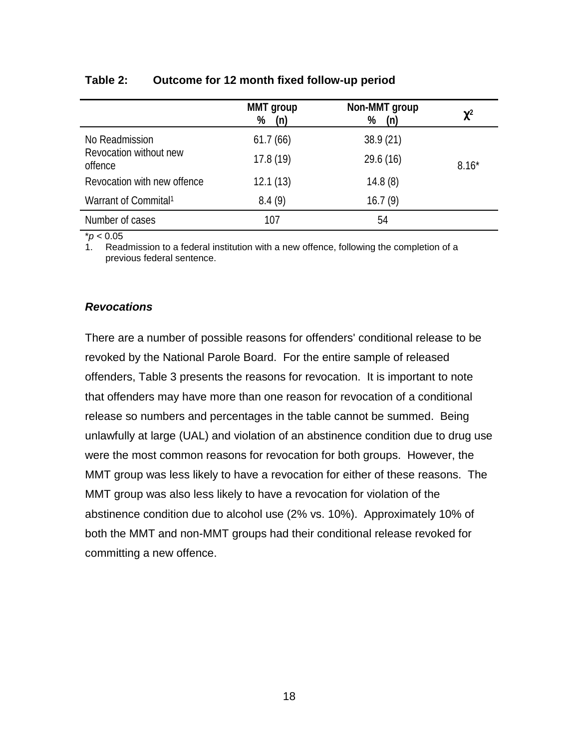**Table 2: Outcome for 12 month fixed follow-up period**

| | MMT group % (n) | Non-MMT group % (n) | $\chi^2$ |
|---|---|---|---|
| No Readmission | 61.7 (66) | 38.9 (21) | |
| Revocation without new offence | 17.8 (19) | 29.6 (16) | 8.16* |
| Revocation with new offence | 12.1 (13) | 14.8 (8) | |
| Warrant of Commital[1] | 8.4 (9) | 16.7 (9) | |
| Number of cases | 107 | 54 | |

*$p < 0.05$

1. Readmission to a federal institution with a new offence, following the completion of a previous federal sentence.

### *Revocations*

There are a number of possible reasons for offenders' conditional release to be revoked by the National Parole Board. For the entire sample of released offenders, Table 3 presents the reasons for revocation. It is important to note that offenders may have more than one reason for revocation of a conditional release so numbers and percentages in the table cannot be summed. Being unlawfully at large (UAL) and violation of an abstinence condition due to drug use were the most common reasons for revocation for both groups. However, the MMT group was less likely to have a revocation for either of these reasons. The MMT group was also less likely to have a revocation for violation of the abstinence condition due to alcohol use (2% vs. 10%). Approximately 10% of both the MMT and non-MMT groups had their conditional release revoked for committing a new offence.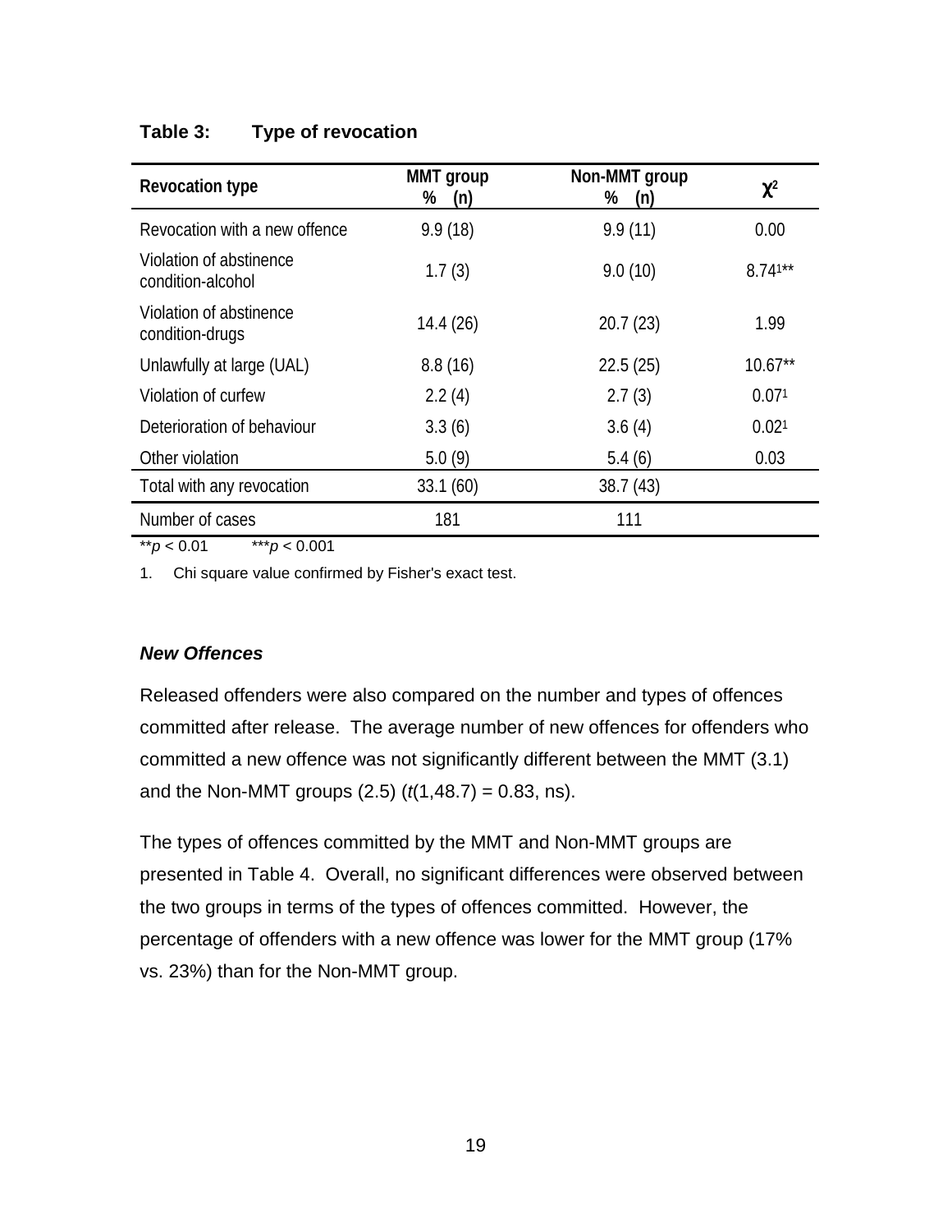**Table 3: Type of revocation**

| Revocation type | MMT group % (n) | Non-MMT group % (n) | $\chi^2$ |
|---|---|---|---|
| Revocation with a new offence | 9.9 (18) | 9.9 (11) | 0.00 |
| Violation of abstinence condition-alcohol | 1.7 (3) | 9.0 (10) | 8.74[1]** |
| Violation of abstinence condition-drugs | 14.4 (26) | 20.7 (23) | 1.99 |
| Unlawfully at large (UAL) | 8.8 (16) | 22.5 (25) | 10.67** |
| Violation of curfew | 2.2 (4) | 2.7 (3) | 0.07[1] |
| Deterioration of behaviour | 3.3 (6) | 3.6 (4) | 0.02[1] |
| Other violation | 5.0 (9) | 5.4 (6) | 0.03 |
| Total with any revocation | 33.1 (60) | 38.7 (43) | |
| Number of cases | 181 | 111 | |

**$p < 0.01$ ***$p < 0.001$

1. Chi square value confirmed by Fisher's exact test.

### ***New Offences***

Released offenders were also compared on the number and types of offences committed after release. The average number of new offences for offenders who committed a new offence was not significantly different between the MMT (3.1) and the Non-MMT groups (2.5) ($t(1,48.7) = 0.83$, ns).

The types of offences committed by the MMT and Non-MMT groups are presented in Table 4. Overall, no significant differences were observed between the two groups in terms of the types of offences committed. However, the percentage of offenders with a new offence was lower for the MMT group (17% vs. 23%) than for the Non-MMT group.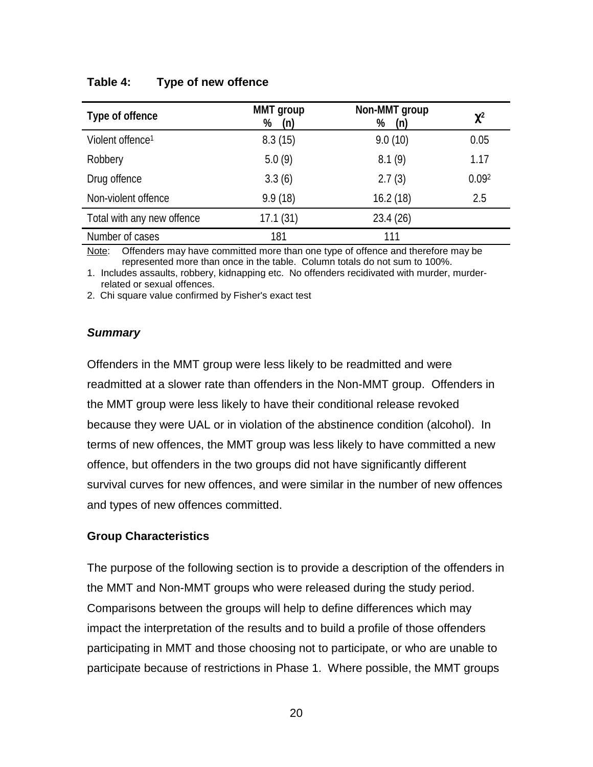**Table 4: Type of new offence**

| Type of offence | MMT group % (n) | Non-MMT group % (n) | $\chi^2$ |
|---|---|---|---|
| Violent offence[1] | 8.3 (15) | 9.0 (10) | 0.05 |
| Robbery | 5.0 (9) | 8.1 (9) | 1.17 |
| Drug offence | 3.3 (6) | 2.7 (3) | 0.09[2] |
| Non-violent offence | 9.9 (18) | 16.2 (18) | 2.5 |
| Total with any new offence | 17.1 (31) | 23.4 (26) | |
| Number of cases | 181 | 111 | |

Note: Offenders may have committed more than one type of offence and therefore may be represented more than once in the table. Column totals do not sum to 100%.

1. Includes assaults, robbery, kidnapping etc. No offenders recidivated with murder, murder-related or sexual offences.
2. Chi square value confirmed by Fisher's exact test

### *Summary*

Offenders in the MMT group were less likely to be readmitted and were readmitted at a slower rate than offenders in the Non-MMT group. Offenders in the MMT group were less likely to have their conditional release revoked because they were UAL or in violation of the abstinence condition (alcohol). In terms of new offences, the MMT group was less likely to have committed a new offence, but offenders in the two groups did not have significantly different survival curves for new offences, and were similar in the number of new offences and types of new offences committed.

### Group Characteristics

The purpose of the following section is to provide a description of the offenders in the MMT and Non-MMT groups who were released during the study period. Comparisons between the groups will help to define differences which may impact the interpretation of the results and to build a profile of those offenders participating in MMT and those choosing not to participate, or who are unable to participate because of restrictions in Phase 1. Where possible, the MMT groups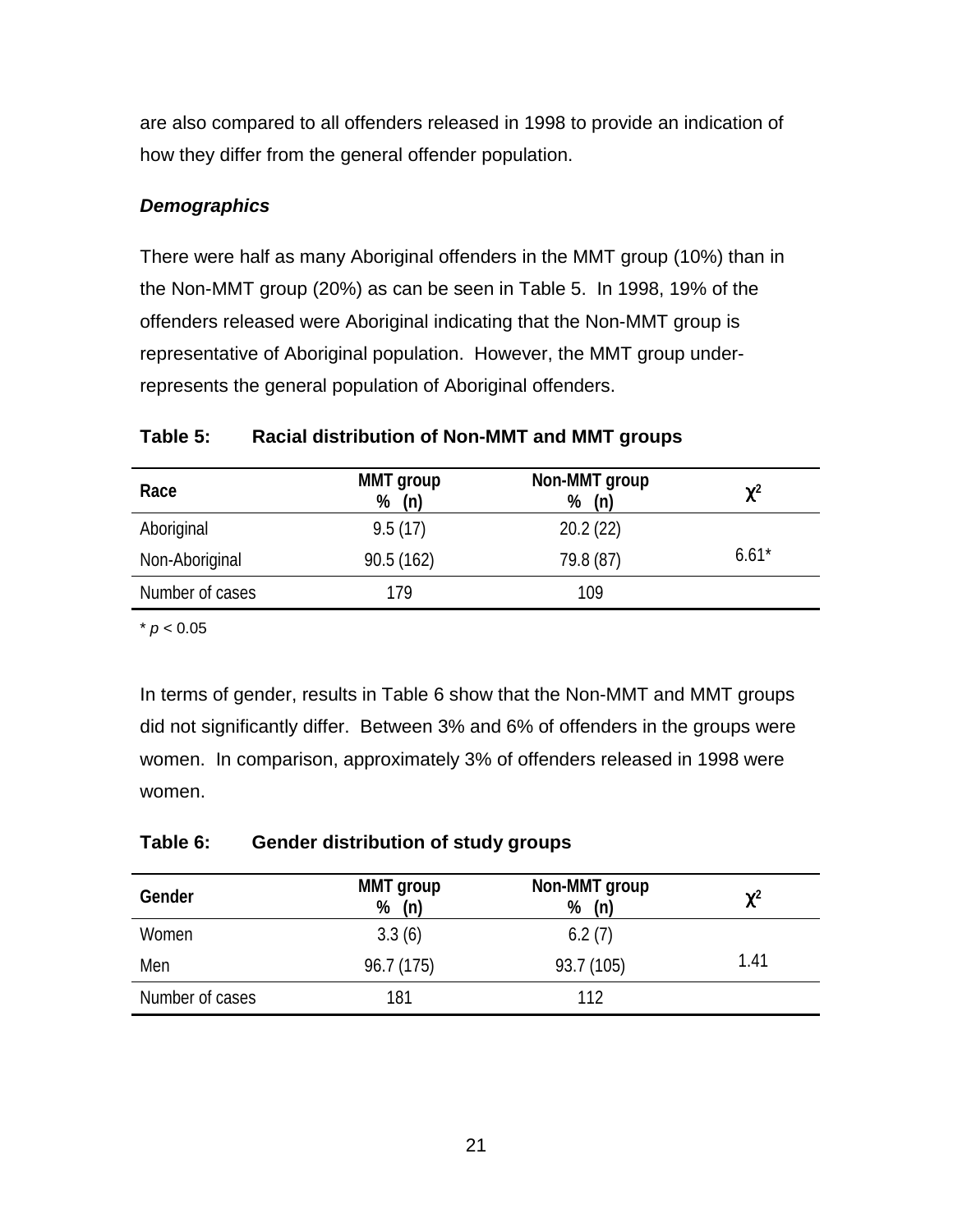are also compared to all offenders released in 1998 to provide an indication of how they differ from the general offender population.

### *Demographics*

There were half as many Aboriginal offenders in the MMT group (10%) than in the Non-MMT group (20%) as can be seen in Table 5. In 1998, 19% of the offenders released were Aboriginal indicating that the Non-MMT group is representative of Aboriginal population. However, the MMT group under-represents the general population of Aboriginal offenders.

**Table 5: Racial distribution of Non-MMT and MMT groups**

| Race | MMT group % (n) | Non-MMT group % (n) | $\chi^2$ |
|---|---|---|---|
| Aboriginal | 9.5 (17) | 20.2 (22) | |
| Non-Aboriginal | 90.5 (162) | 79.8 (87) | 6.61* |
| Number of cases | 179 | 109 | |

\* $p < 0.05$

In terms of gender, results in Table 6 show that the Non-MMT and MMT groups did not significantly differ. Between 3% and 6% of offenders in the groups were women. In comparison, approximately 3% of offenders released in 1998 were women.

**Table 6: Gender distribution of study groups**

| Gender | MMT group % (n) | Non-MMT group % (n) | $\chi^2$ |
|---|---|---|---|
| Women | 3.3 (6) | 6.2 (7) | |
| Men | 96.7 (175) | 93.7 (105) | 1.41 |
| Number of cases | 181 | 112 | |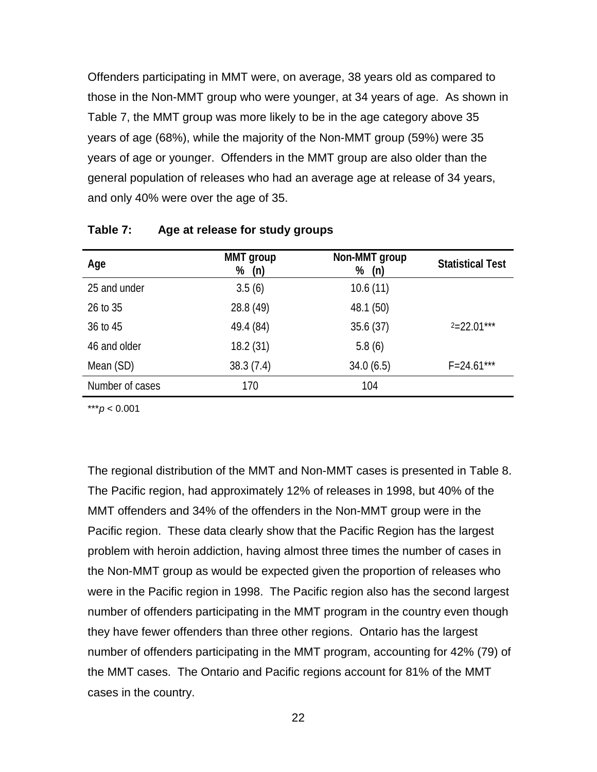Offenders participating in MMT were, on average, 38 years old as compared to those in the Non-MMT group who were younger, at 34 years of age. As shown in Table 7, the MMT group was more likely to be in the age category above 35 years of age (68%), while the majority of the Non-MMT group (59%) were 35 years of age or younger. Offenders in the MMT group are also older than the general population of releases who had an average age at release of 34 years, and only 40% were over the age of 35.

**Table 7: Age at release for study groups**

| Age | MMT group % (n) | Non-MMT group % (n) | Statistical Test |
|---|---|---|---|
| 25 and under | 3.5 (6) | 10.6 (11) | |
| 26 to 35 | 28.8 (49) | 48.1 (50) | |
| 36 to 45 | 49.4 (84) | 35.6 (37) | $\chi^2$=22.01*** |
| 46 and older | 18.2 (31) | 5.8 (6) | |
| Mean (SD) | 38.3 (7.4) | 34.0 (6.5) | F=24.61*** |
| Number of cases | 170 | 104 | |

***$p < 0.001$

The regional distribution of the MMT and Non-MMT cases is presented in Table 8. The Pacific region, had approximately 12% of releases in 1998, but 40% of the MMT offenders and 34% of the offenders in the Non-MMT group were in the Pacific region. These data clearly show that the Pacific Region has the largest problem with heroin addiction, having almost three times the number of cases in the Non-MMT group as would be expected given the proportion of releases who were in the Pacific region in 1998. The Pacific region also has the second largest number of offenders participating in the MMT program in the country even though they have fewer offenders than three other regions. Ontario has the largest number of offenders participating in the MMT program, accounting for 42% (79) of the MMT cases. The Ontario and Pacific regions account for 81% of the MMT cases in the country.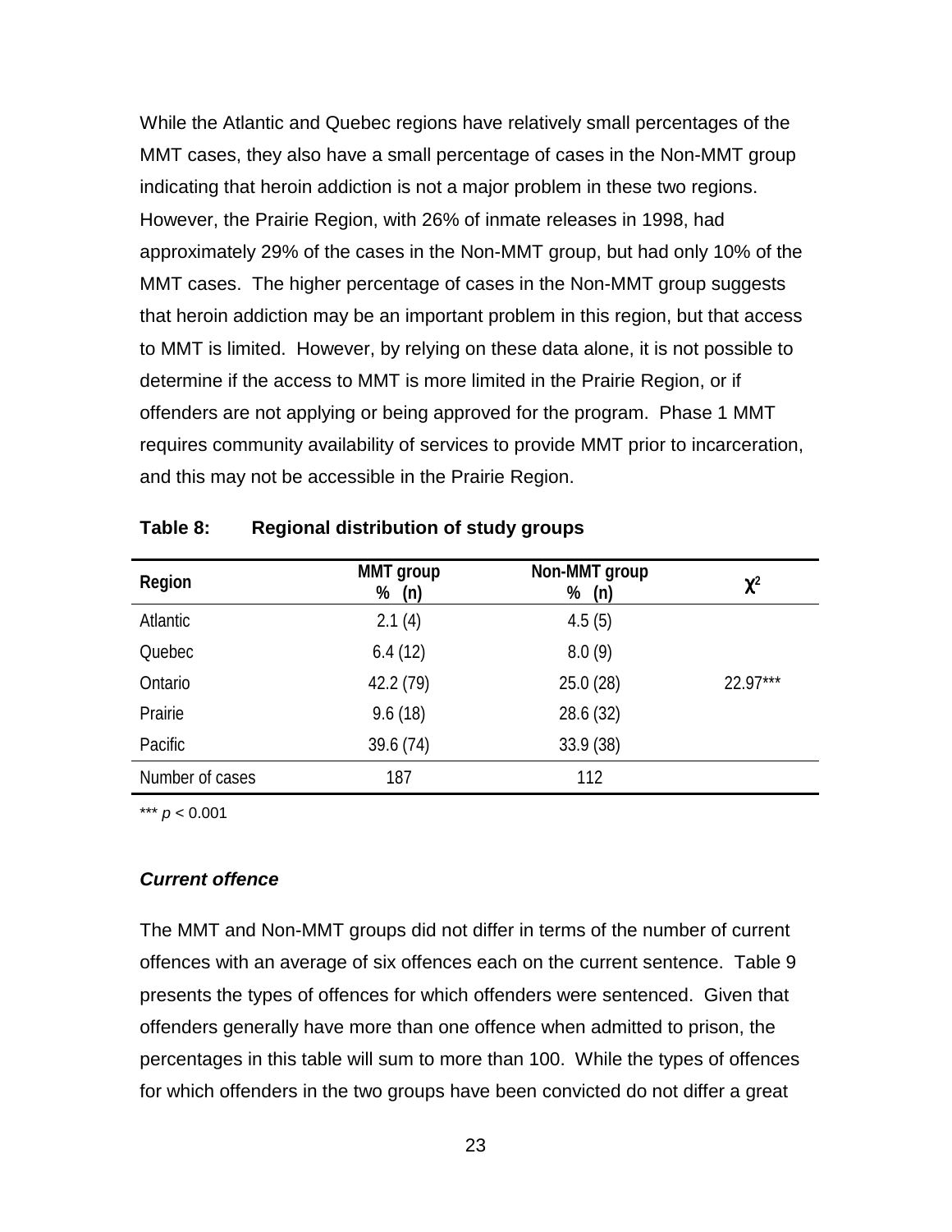While the Atlantic and Quebec regions have relatively small percentages of the MMT cases, they also have a small percentage of cases in the Non-MMT group indicating that heroin addiction is not a major problem in these two regions. However, the Prairie Region, with 26% of inmate releases in 1998, had approximately 29% of the cases in the Non-MMT group, but had only 10% of the MMT cases. The higher percentage of cases in the Non-MMT group suggests that heroin addiction may be an important problem in this region, but that access to MMT is limited. However, by relying on these data alone, it is not possible to determine if the access to MMT is more limited in the Prairie Region, or if offenders are not applying or being approved for the program. Phase 1 MMT requires community availability of services to provide MMT prior to incarceration, and this may not be accessible in the Prairie Region.

**Table 8: Regional distribution of study groups**

| Region | MMT group % (n) | Non-MMT group % (n) | $\chi^2$ |
|---|---|---|---|
| Atlantic | 2.1 (4) | 4.5 (5) | |
| Quebec | 6.4 (12) | 8.0 (9) | |
| Ontario | 42.2 (79) | 25.0 (28) | 22.97*** |
| Prairie | 9.6 (18) | 28.6 (32) | |
| Pacific | 39.6 (74) | 33.9 (38) | |
| Number of cases | 187 | 112 | |

*** $p < 0.001$

### *Current offence*

The MMT and Non-MMT groups did not differ in terms of the number of current offences with an average of six offences each on the current sentence. Table 9 presents the types of offences for which offenders were sentenced. Given that offenders generally have more than one offence when admitted to prison, the percentages in this table will sum to more than 100. While the types of offences for which offenders in the two groups have been convicted do not differ a great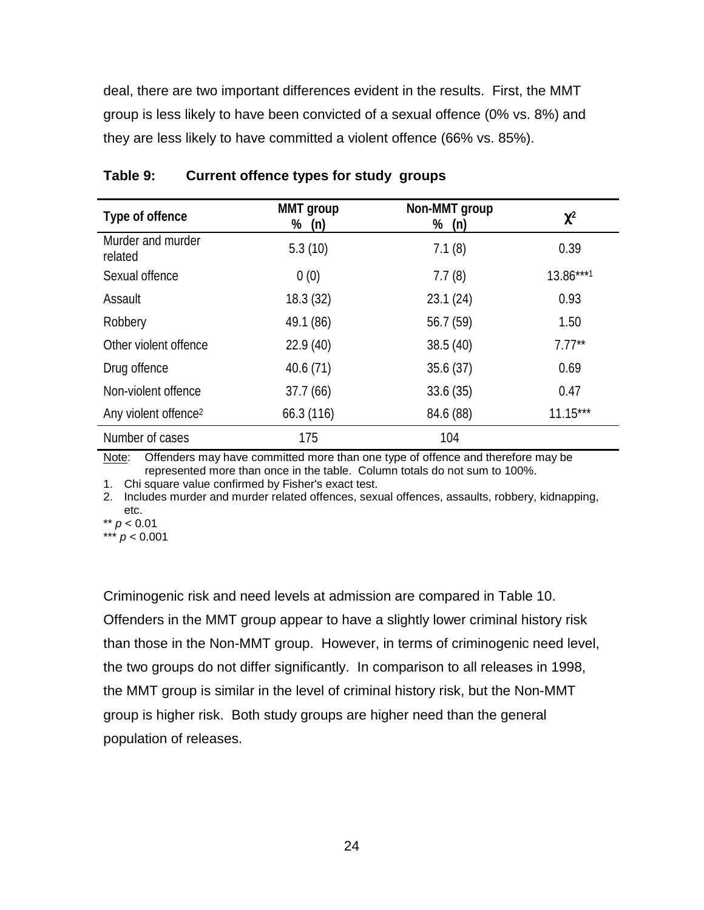deal, there are two important differences evident in the results. First, the MMT group is less likely to have been convicted of a sexual offence (0% vs. 8%) and they are less likely to have committed a violent offence (66% vs. 85%).

**Table 9: Current offence types for study groups**

| Type of offence | MMT group % (n) | Non-MMT group % (n) | $\chi^2$ |
|---|---|---|---|
| Murder and murder related | 5.3 (10) | 7.1 (8) | 0.39 |
| Sexual offence | 0 (0) | 7.7 (8) | 13.86***[1] |
| Assault | 18.3 (32) | 23.1 (24) | 0.93 |
| Robbery | 49.1 (86) | 56.7 (59) | 1.50 |
| Other violent offence | 22.9 (40) | 38.5 (40) | 7.77** |
| Drug offence | 40.6 (71) | 35.6 (37) | 0.69 |
| Non-violent offence | 37.7 (66) | 33.6 (35) | 0.47 |
| Any violent offence[2] | 66.3 (116) | 84.6 (88) | 11.15*** |
| Number of cases | 175 | 104 | |

Note: Offenders may have committed more than one type of offence and therefore may be represented more than once in the table. Column totals do not sum to 100%.

1. Chi square value confirmed by Fisher's exact test.
2. Includes murder and murder related offences, sexual offences, assaults, robbery, kidnapping, etc.

** $p < 0.01$
*** $p < 0.001$

Criminogenic risk and need levels at admission are compared in Table 10. Offenders in the MMT group appear to have a slightly lower criminal history risk than those in the Non-MMT group. However, in terms of criminogenic need level, the two groups do not differ significantly. In comparison to all releases in 1998, the MMT group is similar in the level of criminal history risk, but the Non-MMT group is higher risk. Both study groups are higher need than the general population of releases.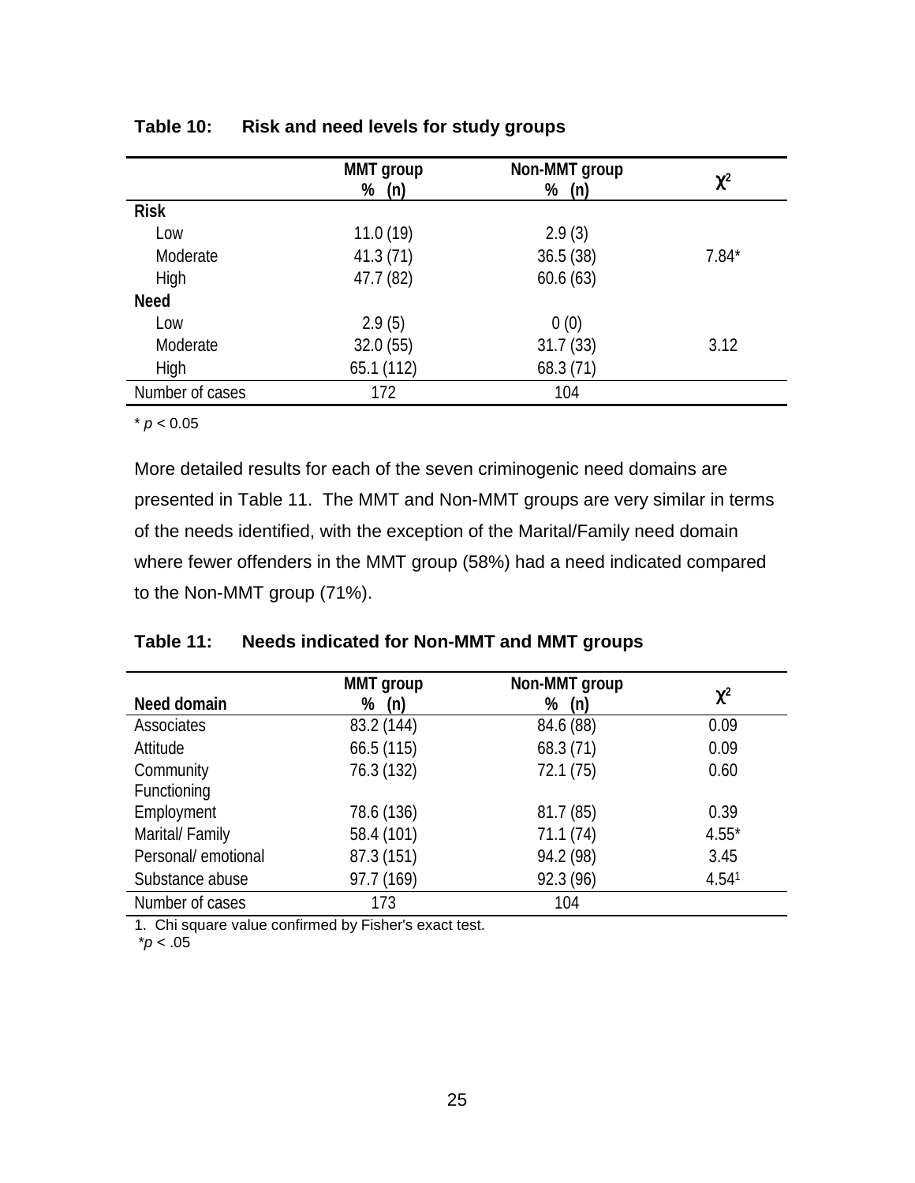**Table 10: Risk and need levels for study groups**

| | MMT group % (n) | Non-MMT group % (n) | $\chi^2$ |
|---|---|---|---|
| **Risk** | | | |
| Low | 11.0 (19) | 2.9 (3) | |
| Moderate | 41.3 (71) | 36.5 (38) | 7.84* |
| High | 47.7 (82) | 60.6 (63) | |
| **Need** | | | |
| Low | 2.9 (5) | 0 (0) | |
| Moderate | 32.0 (55) | 31.7 (33) | 3.12 |
| High | 65.1 (112) | 68.3 (71) | |
| Number of cases | 172 | 104 | |

* $p < 0.05$

More detailed results for each of the seven criminogenic need domains are presented in Table 11. The MMT and Non-MMT groups are very similar in terms of the needs identified, with the exception of the Marital/Family need domain where fewer offenders in the MMT group (58%) had a need indicated compared to the Non-MMT group (71%).

**Table 11: Needs indicated for Non-MMT and MMT groups**

| Need domain | MMT group % (n) | Non-MMT group % (n) | $\chi^2$ |
|---|---|---|---|
| Associates | 83.2 (144) | 84.6 (88) | 0.09 |
| Attitude | 66.5 (115) | 68.3 (71) | 0.09 |
| Community Functioning | 76.3 (132) | 72.1 (75) | 0.60 |
| Employment | 78.6 (136) | 81.7 (85) | 0.39 |
| Marital/ Family | 58.4 (101) | 71.1 (74) | 4.55* |
| Personal/ emotional | 87.3 (151) | 94.2 (98) | 3.45 |
| Substance abuse | 97.7 (169) | 92.3 (96) | 4.54[1] |
| Number of cases | 173 | 104 | |

1. Chi square value confirmed by Fisher's exact test.
*$p < .05$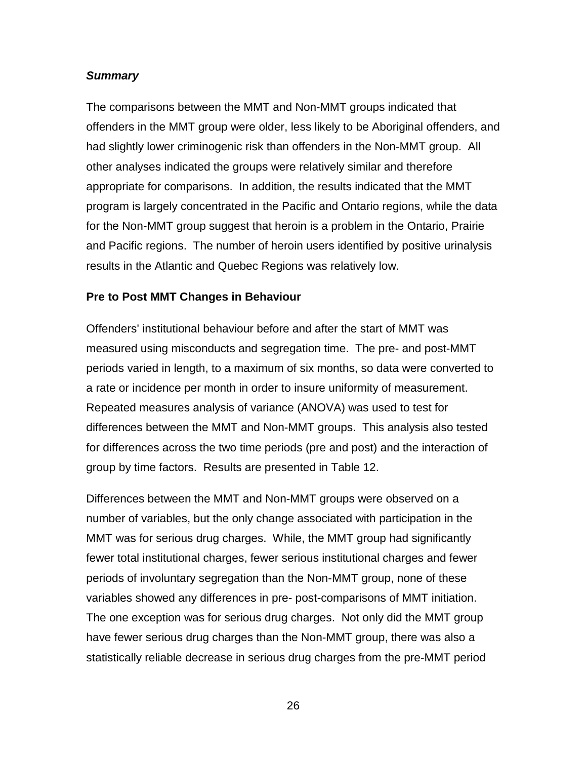*Summary*

The comparisons between the MMT and Non-MMT groups indicated that offenders in the MMT group were older, less likely to be Aboriginal offenders, and had slightly lower criminogenic risk than offenders in the Non-MMT group. All other analyses indicated the groups were relatively similar and therefore appropriate for comparisons. In addition, the results indicated that the MMT program is largely concentrated in the Pacific and Ontario regions, while the data for the Non-MMT group suggest that heroin is a problem in the Ontario, Prairie and Pacific regions. The number of heroin users identified by positive urinalysis results in the Atlantic and Quebec Regions was relatively low.

**Pre to Post MMT Changes in Behaviour**

Offenders' institutional behaviour before and after the start of MMT was measured using misconducts and segregation time. The pre- and post-MMT periods varied in length, to a maximum of six months, so data were converted to a rate or incidence per month in order to insure uniformity of measurement. Repeated measures analysis of variance (ANOVA) was used to test for differences between the MMT and Non-MMT groups. This analysis also tested for differences across the two time periods (pre and post) and the interaction of group by time factors. Results are presented in Table 12.

Differences between the MMT and Non-MMT groups were observed on a number of variables, but the only change associated with participation in the MMT was for serious drug charges. While, the MMT group had significantly fewer total institutional charges, fewer serious institutional charges and fewer periods of involuntary segregation than the Non-MMT group, none of these variables showed any differences in pre- post-comparisons of MMT initiation. The one exception was for serious drug charges. Not only did the MMT group have fewer serious drug charges than the Non-MMT group, there was also a statistically reliable decrease in serious drug charges from the pre-MMT period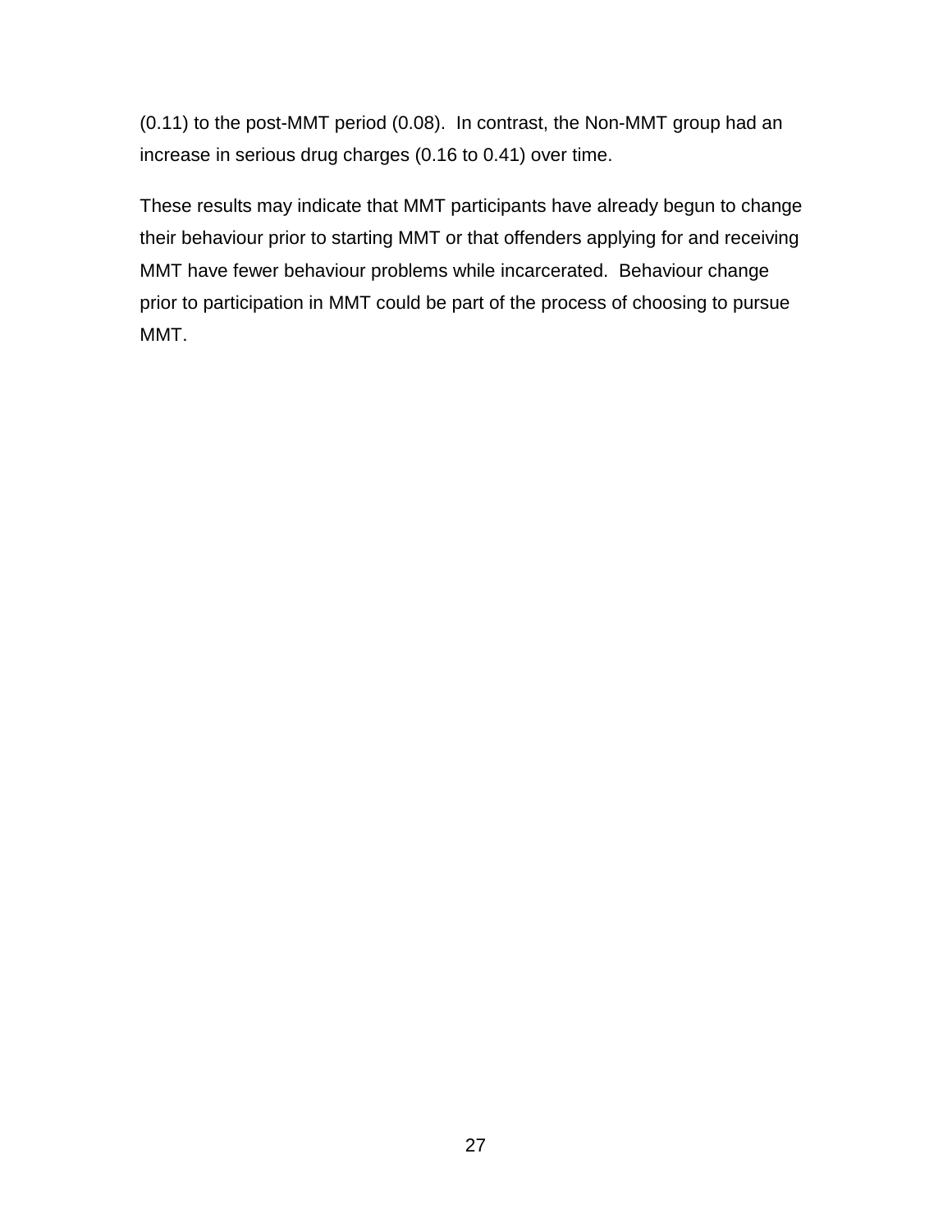(0.11) to the post-MMT period (0.08).  In contrast, the Non-MMT group had an increase in serious drug charges (0.16 to 0.41) over time.

These results may indicate that MMT participants have already begun to change their behaviour prior to starting MMT or that offenders applying for and receiving MMT have fewer behaviour problems while incarcerated.  Behaviour change prior to participation in MMT could be part of the process of choosing to pursue MMT.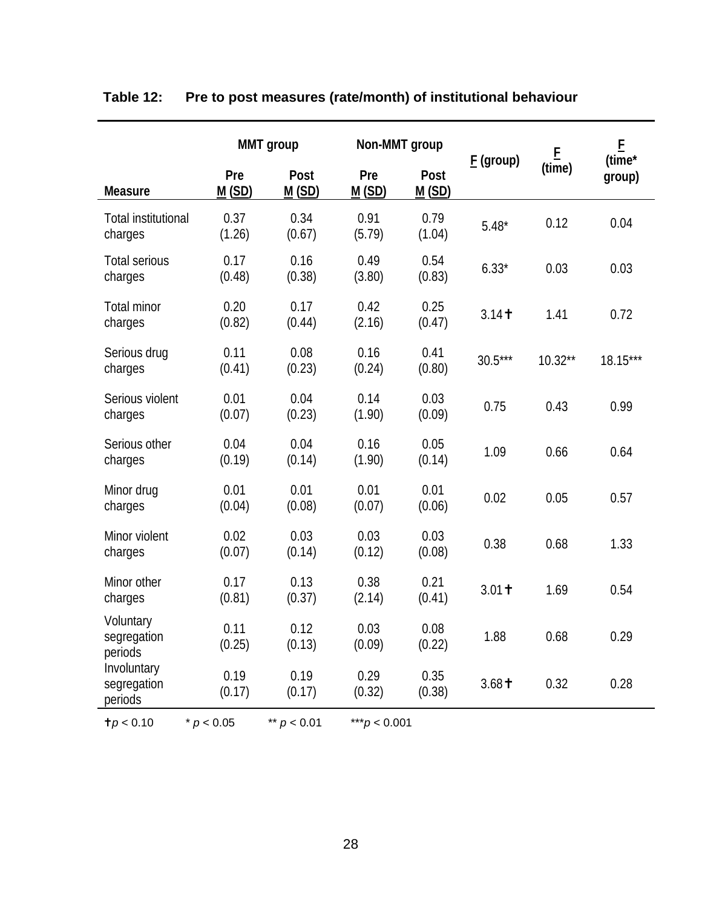**Table 12: Pre to post measures (rate/month) of institutional behaviour**

| Measure | MMT group Pre M (SD) | MMT group Post M (SD) | Non-MMT group Pre M (SD) | Non-MMT group Post M (SD) | F (group) | F (time) | F (time* group) |
|---|---|---|---|---|---|---|---|
| Total institutional charges | 0.37 (1.26) | 0.34 (0.67) | 0.91 (5.79) | 0.79 (1.04) | 5.48* | 0.12 | 0.04 |
| Total serious charges | 0.17 (0.48) | 0.16 (0.38) | 0.49 (3.80) | 0.54 (0.83) | 6.33* | 0.03 | 0.03 |
| Total minor charges | 0.20 (0.82) | 0.17 (0.44) | 0.42 (2.16) | 0.25 (0.47) | 3.14✝ | 1.41 | 0.72 |
| Serious drug charges | 0.11 (0.41) | 0.08 (0.23) | 0.16 (0.24) | 0.41 (0.80) | 30.5*** | 10.32** | 18.15*** |
| Serious violent charges | 0.01 (0.07) | 0.04 (0.23) | 0.14 (1.90) | 0.03 (0.09) | 0.75 | 0.43 | 0.99 |
| Serious other charges | 0.04 (0.19) | 0.04 (0.14) | 0.16 (1.90) | 0.05 (0.14) | 1.09 | 0.66 | 0.64 |
| Minor drug charges | 0.01 (0.04) | 0.01 (0.08) | 0.01 (0.07) | 0.01 (0.06) | 0.02 | 0.05 | 0.57 |
| Minor violent charges | 0.02 (0.07) | 0.03 (0.14) | 0.03 (0.12) | 0.03 (0.08) | 0.38 | 0.68 | 1.33 |
| Minor other charges | 0.17 (0.81) | 0.13 (0.37) | 0.38 (2.14) | 0.21 (0.41) | 3.01✝ | 1.69 | 0.54 |
| Voluntary segregation periods | 0.11 (0.25) | 0.12 (0.13) | 0.03 (0.09) | 0.08 (0.22) | 1.88 | 0.68 | 0.29 |
| Involuntary segregation periods | 0.19 (0.17) | 0.19 (0.17) | 0.29 (0.32) | 0.35 (0.38) | 3.68✝ | 0.32 | 0.28 |

✝$p < 0.10$  * $p < 0.05$  ** $p < 0.01$  ***$p < 0.001$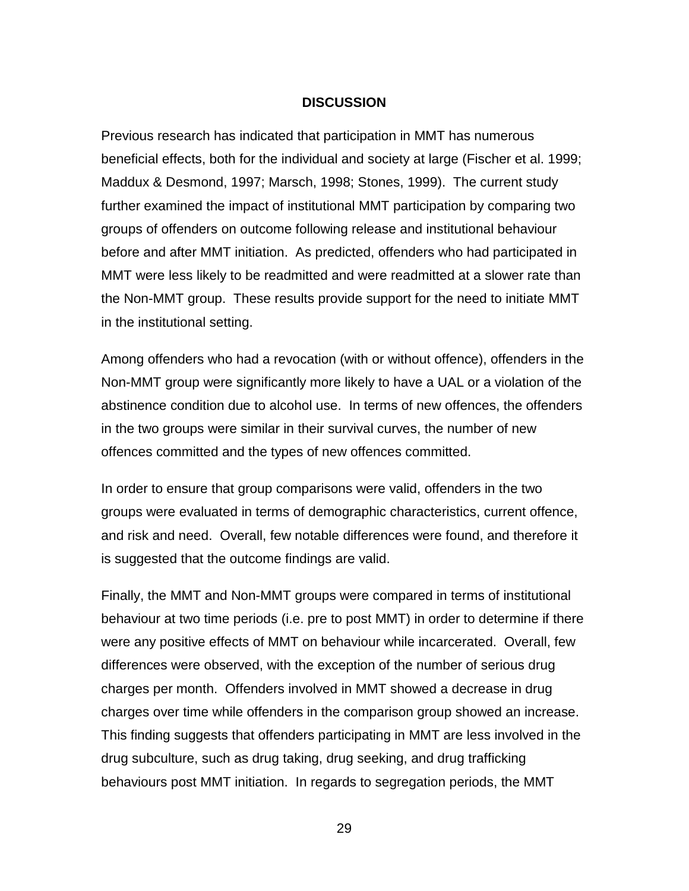# DISCUSSION

Previous research has indicated that participation in MMT has numerous beneficial effects, both for the individual and society at large (Fischer et al. 1999; Maddux & Desmond, 1997; Marsch, 1998; Stones, 1999). The current study further examined the impact of institutional MMT participation by comparing two groups of offenders on outcome following release and institutional behaviour before and after MMT initiation. As predicted, offenders who had participated in MMT were less likely to be readmitted and were readmitted at a slower rate than the Non-MMT group. These results provide support for the need to initiate MMT in the institutional setting.

Among offenders who had a revocation (with or without offence), offenders in the Non-MMT group were significantly more likely to have a UAL or a violation of the abstinence condition due to alcohol use. In terms of new offences, the offenders in the two groups were similar in their survival curves, the number of new offences committed and the types of new offences committed.

In order to ensure that group comparisons were valid, offenders in the two groups were evaluated in terms of demographic characteristics, current offence, and risk and need. Overall, few notable differences were found, and therefore it is suggested that the outcome findings are valid.

Finally, the MMT and Non-MMT groups were compared in terms of institutional behaviour at two time periods (i.e. pre to post MMT) in order to determine if there were any positive effects of MMT on behaviour while incarcerated. Overall, few differences were observed, with the exception of the number of serious drug charges per month. Offenders involved in MMT showed a decrease in drug charges over time while offenders in the comparison group showed an increase. This finding suggests that offenders participating in MMT are less involved in the drug subculture, such as drug taking, drug seeking, and drug trafficking behaviours post MMT initiation. In regards to segregation periods, the MMT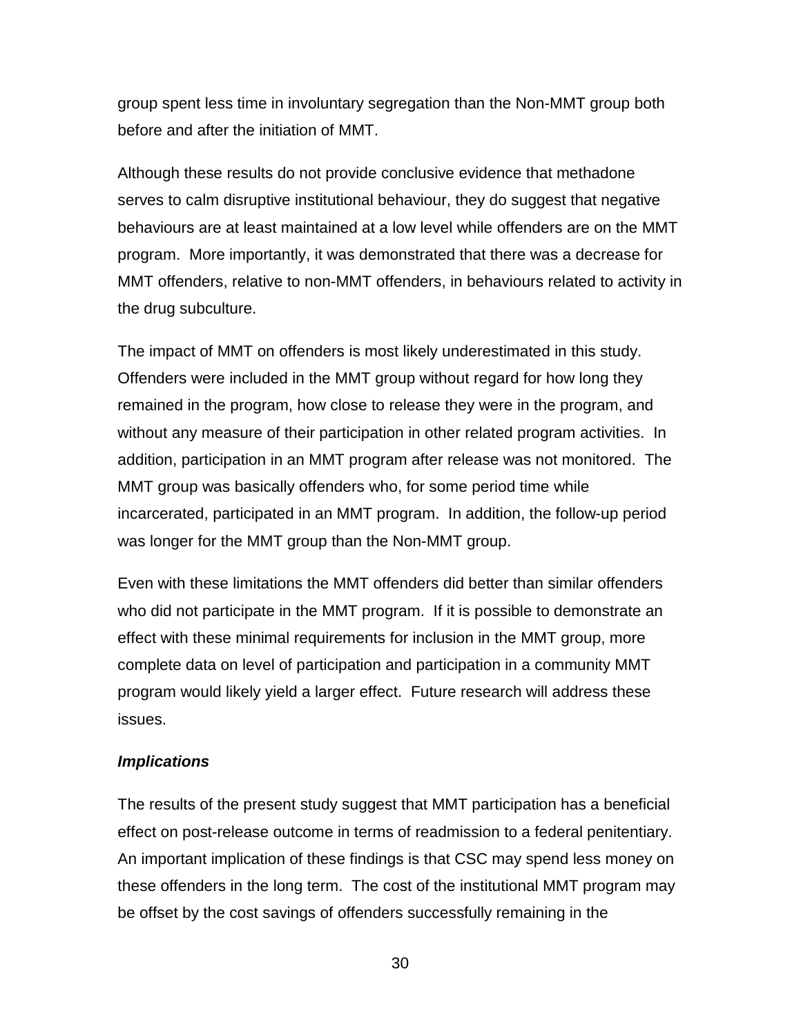group spent less time in involuntary segregation than the Non-MMT group both before and after the initiation of MMT.

Although these results do not provide conclusive evidence that methadone serves to calm disruptive institutional behaviour, they do suggest that negative behaviours are at least maintained at a low level while offenders are on the MMT program. More importantly, it was demonstrated that there was a decrease for MMT offenders, relative to non-MMT offenders, in behaviours related to activity in the drug subculture.

The impact of MMT on offenders is most likely underestimated in this study. Offenders were included in the MMT group without regard for how long they remained in the program, how close to release they were in the program, and without any measure of their participation in other related program activities. In addition, participation in an MMT program after release was not monitored. The MMT group was basically offenders who, for some period time while incarcerated, participated in an MMT program. In addition, the follow-up period was longer for the MMT group than the Non-MMT group.

Even with these limitations the MMT offenders did better than similar offenders who did not participate in the MMT program. If it is possible to demonstrate an effect with these minimal requirements for inclusion in the MMT group, more complete data on level of participation and participation in a community MMT program would likely yield a larger effect. Future research will address these issues.

### *Implications*

The results of the present study suggest that MMT participation has a beneficial effect on post-release outcome in terms of readmission to a federal penitentiary. An important implication of these findings is that CSC may spend less money on these offenders in the long term. The cost of the institutional MMT program may be offset by the cost savings of offenders successfully remaining in the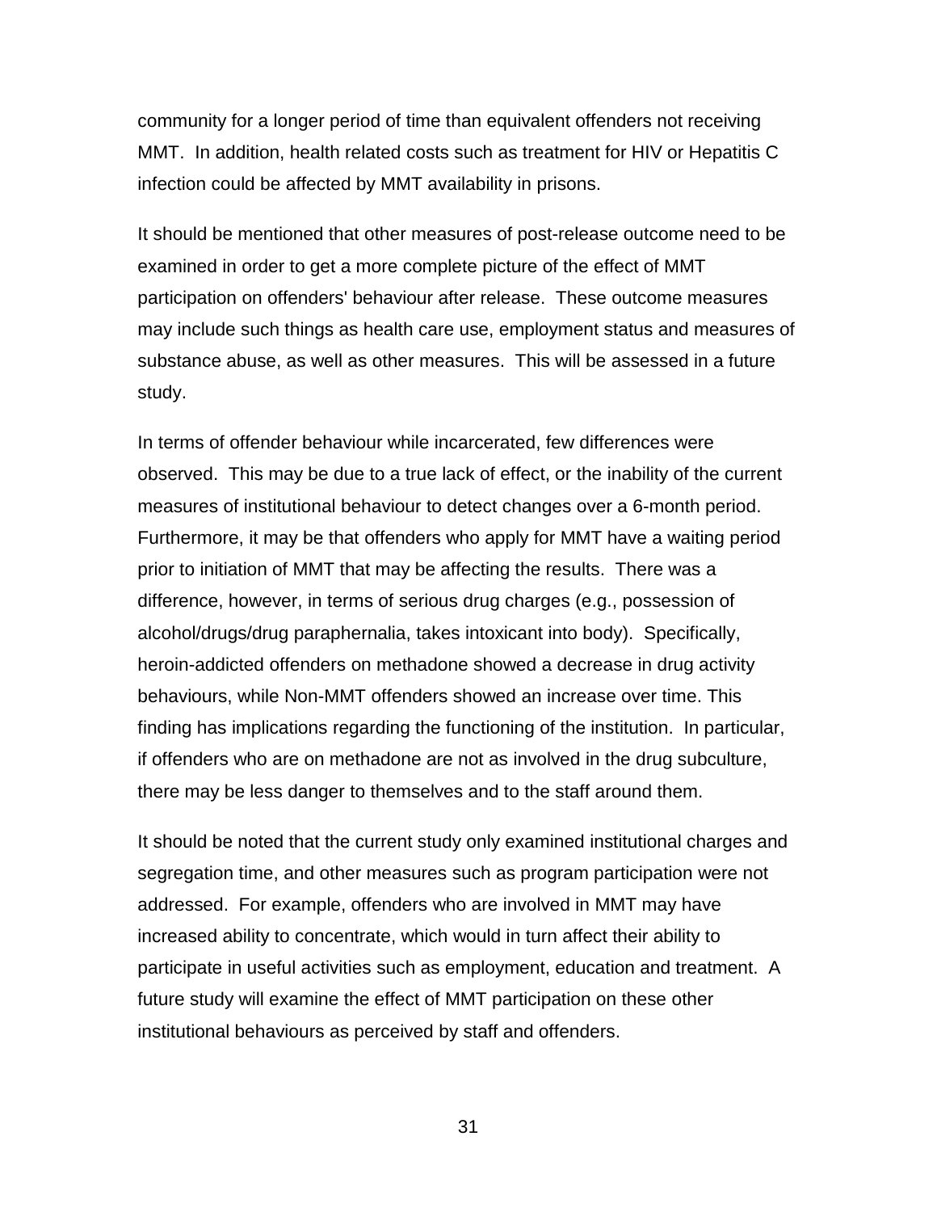community for a longer period of time than equivalent offenders not receiving MMT. In addition, health related costs such as treatment for HIV or Hepatitis C infection could be affected by MMT availability in prisons.

It should be mentioned that other measures of post-release outcome need to be examined in order to get a more complete picture of the effect of MMT participation on offenders' behaviour after release. These outcome measures may include such things as health care use, employment status and measures of substance abuse, as well as other measures. This will be assessed in a future study.

In terms of offender behaviour while incarcerated, few differences were observed. This may be due to a true lack of effect, or the inability of the current measures of institutional behaviour to detect changes over a 6-month period. Furthermore, it may be that offenders who apply for MMT have a waiting period prior to initiation of MMT that may be affecting the results. There was a difference, however, in terms of serious drug charges (e.g., possession of alcohol/drugs/drug paraphernalia, takes intoxicant into body). Specifically, heroin-addicted offenders on methadone showed a decrease in drug activity behaviours, while Non-MMT offenders showed an increase over time. This finding has implications regarding the functioning of the institution. In particular, if offenders who are on methadone are not as involved in the drug subculture, there may be less danger to themselves and to the staff around them.

It should be noted that the current study only examined institutional charges and segregation time, and other measures such as program participation were not addressed. For example, offenders who are involved in MMT may have increased ability to concentrate, which would in turn affect their ability to participate in useful activities such as employment, education and treatment. A future study will examine the effect of MMT participation on these other institutional behaviours as perceived by staff and offenders.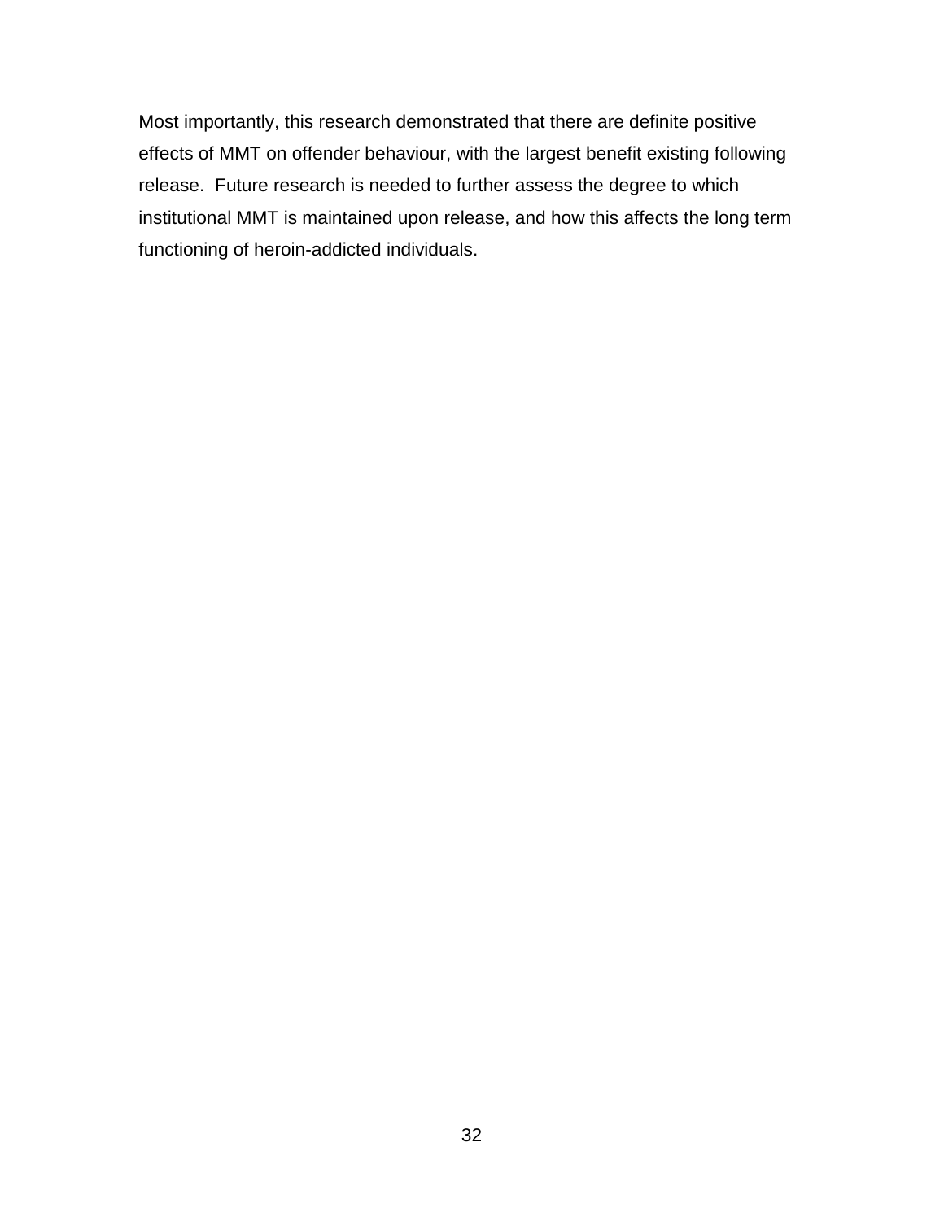Most importantly, this research demonstrated that there are definite positive effects of MMT on offender behaviour, with the largest benefit existing following release.  Future research is needed to further assess the degree to which institutional MMT is maintained upon release, and how this affects the long term functioning of heroin-addicted individuals.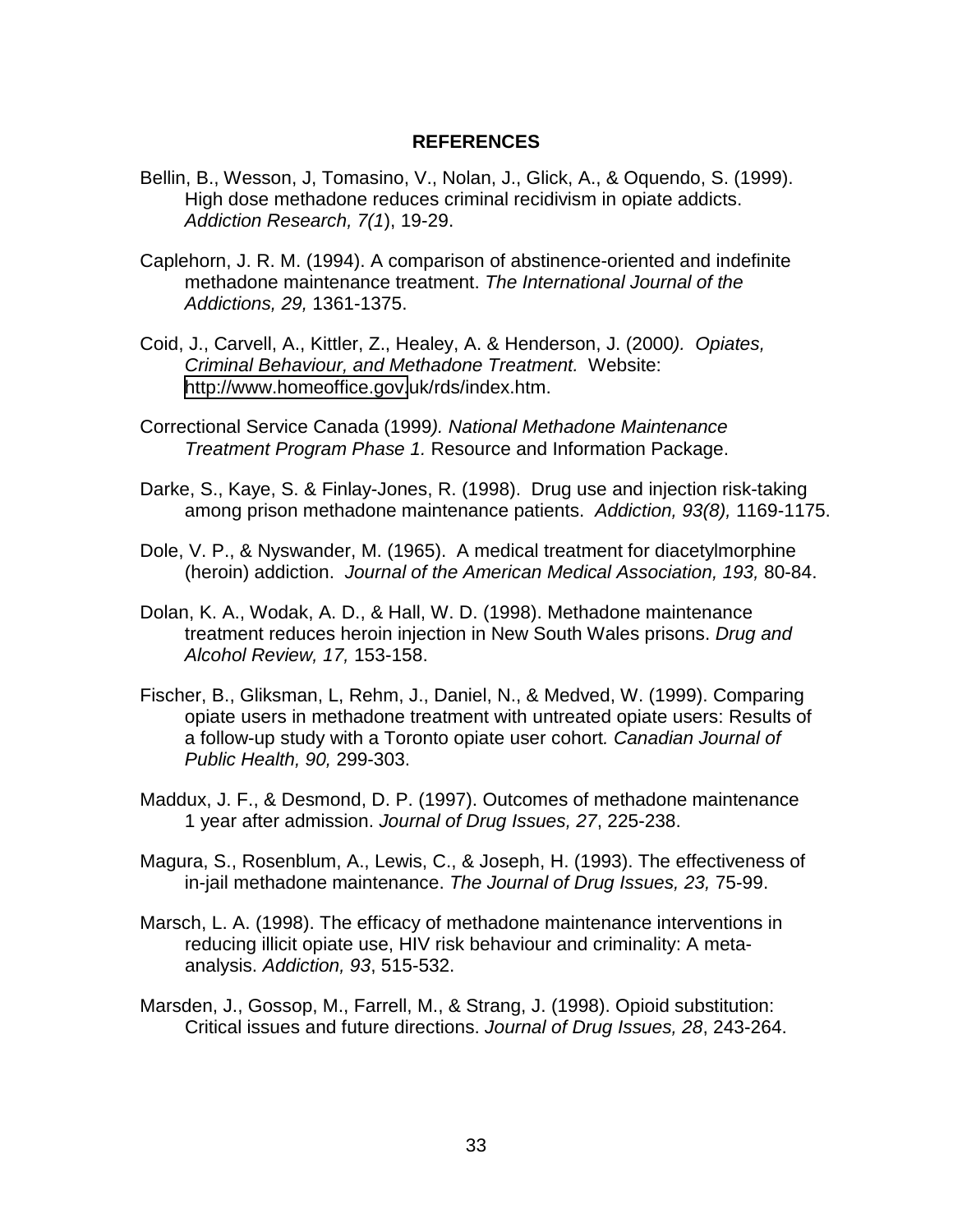## REFERENCES

Bellin, B., Wesson, J, Tomasino, V., Nolan, J., Glick, A., & Oquendo, S. (1999). High dose methadone reduces criminal recidivism in opiate addicts. *Addiction Research, 7(1*), 19-29.

Caplehorn, J. R. M. (1994). A comparison of abstinence-oriented and indefinite methadone maintenance treatment. *The International Journal of the Addictions, 29,* 1361-1375.

Coid, J., Carvell, A., Kittler, Z., Healey, A. & Henderson, J. (2000*). Opiates, Criminal Behaviour, and Methadone Treatment.* Website: http://www.homeoffice.gov.uk/rds/index.htm.

Correctional Service Canada (1999*). National Methadone Maintenance Treatment Program Phase 1.* Resource and Information Package.

Darke, S., Kaye, S. & Finlay-Jones, R. (1998). Drug use and injection risk-taking among prison methadone maintenance patients. *Addiction, 93(8),* 1169-1175.

Dole, V. P., & Nyswander, M. (1965). A medical treatment for diacetylmorphine (heroin) addiction. *Journal of the American Medical Association, 193,* 80-84.

Dolan, K. A., Wodak, A. D., & Hall, W. D. (1998). Methadone maintenance treatment reduces heroin injection in New South Wales prisons. *Drug and Alcohol Review, 17,* 153-158.

Fischer, B., Gliksman, L, Rehm, J., Daniel, N., & Medved, W. (1999). Comparing opiate users in methadone treatment with untreated opiate users: Results of a follow-up study with a Toronto opiate user cohort*. Canadian Journal of Public Health, 90,* 299-303.

Maddux, J. F., & Desmond, D. P. (1997). Outcomes of methadone maintenance 1 year after admission. *Journal of Drug Issues, 27*, 225-238.

Magura, S., Rosenblum, A., Lewis, C., & Joseph, H. (1993). The effectiveness of in-jail methadone maintenance. *The Journal of Drug Issues, 23,* 75-99.

Marsch, L. A. (1998). The efficacy of methadone maintenance interventions in reducing illicit opiate use, HIV risk behaviour and criminality: A meta-analysis. *Addiction, 93*, 515-532.

Marsden, J., Gossop, M., Farrell, M., & Strang, J. (1998). Opioid substitution: Critical issues and future directions. *Journal of Drug Issues, 28*, 243-264.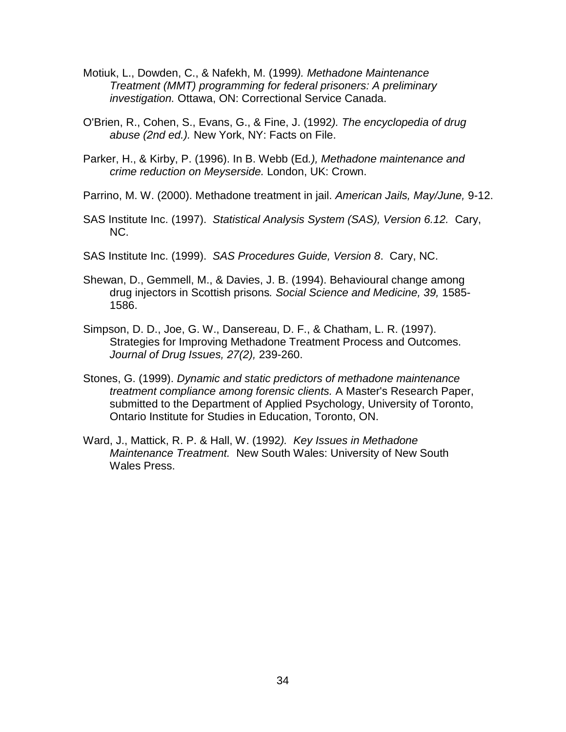Motiuk, L., Dowden, C., & Nafekh, M. (1999*). Methadone Maintenance Treatment (MMT) programming for federal prisoners: A preliminary investigation.* Ottawa, ON: Correctional Service Canada.

O'Brien, R., Cohen, S., Evans, G., & Fine, J. (1992*). The encyclopedia of drug abuse (2nd ed.).* New York, NY: Facts on File.

Parker, H., & Kirby, P. (1996). In B. Webb (Ed*.), Methadone maintenance and crime reduction on Meyserside.* London, UK: Crown.

Parrino, M. W. (2000). Methadone treatment in jail. *American Jails, May/June,* 9-12.

SAS Institute Inc. (1997). *Statistical Analysis System (SAS), Version 6.12.* Cary, NC.

SAS Institute Inc. (1999). *SAS Procedures Guide, Version 8*. Cary, NC.

Shewan, D., Gemmell, M., & Davies, J. B. (1994). Behavioural change among drug injectors in Scottish prisons*. Social Science and Medicine, 39,* 1585-1586.

Simpson, D. D., Joe, G. W., Dansereau, D. F., & Chatham, L. R. (1997). Strategies for Improving Methadone Treatment Process and Outcomes. *Journal of Drug Issues, 27(2),* 239-260.

Stones, G. (1999). *Dynamic and static predictors of methadone maintenance treatment compliance among forensic clients.* A Master's Research Paper, submitted to the Department of Applied Psychology, University of Toronto, Ontario Institute for Studies in Education, Toronto, ON.

Ward, J., Mattick, R. P. & Hall, W. (1992*). Key Issues in Methadone Maintenance Treatment.* New South Wales: University of New South Wales Press.